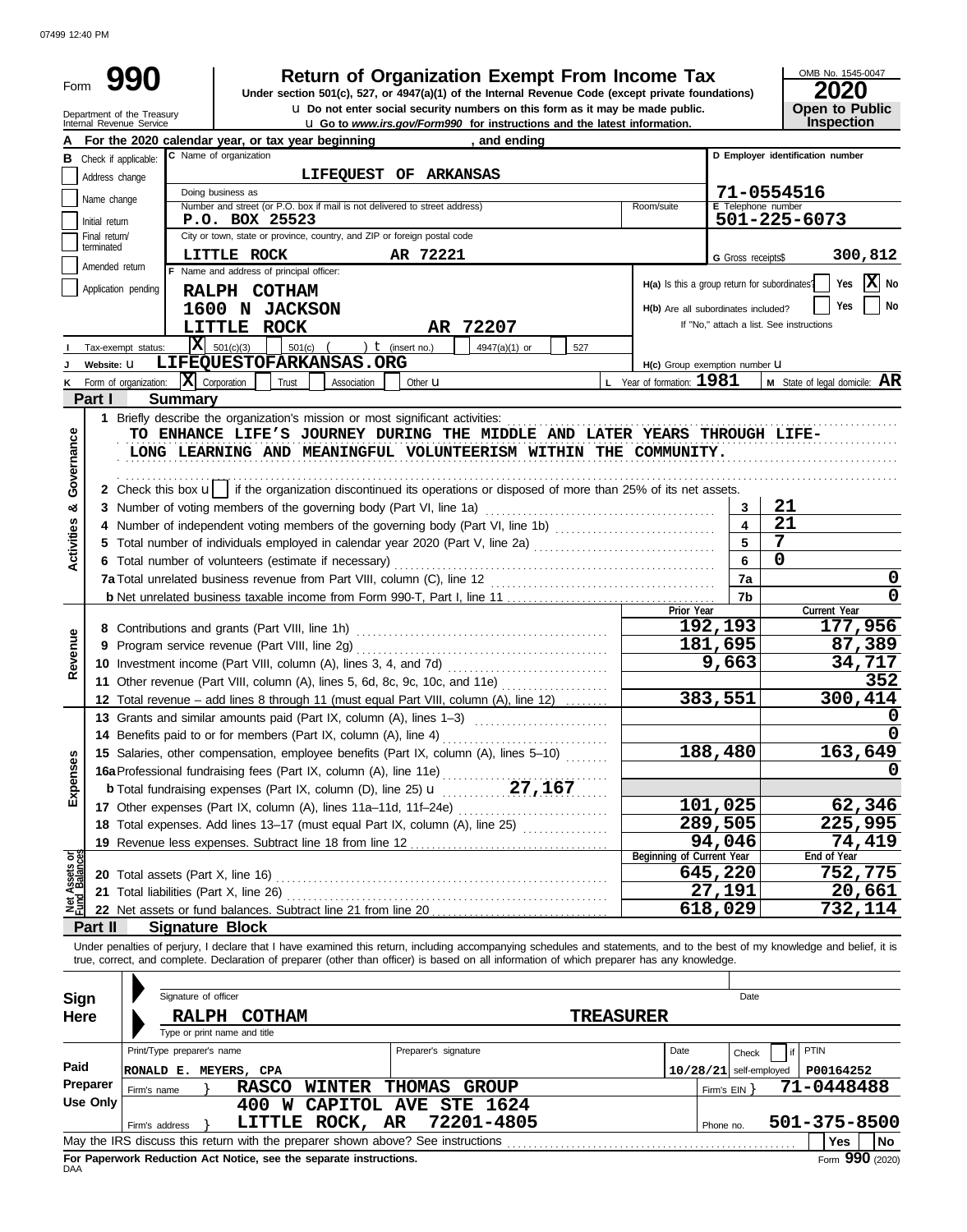07499 12:40 PM

# Form 990

## Return of Organization Exempt From Income Tax

**Under section 501(c), 527, or 4947(a)(1) of the Internal Revenue Code (except private foundations)**

u Do not enter social security numbers on this form as it may be made public.

u Go to *www.irs.gov/Form990* for instructions and the latest information.

Department of the Treasury
Internal Revenue Service

OMB No. 1545-0047

**2020**

**Open to Public Inspection**

**A** For the 2020 calendar year, or tax year beginning , and ending

**B** Check if applicable:
- Address change
- Name change
- Initial return
- Final return/terminated
- Amended return
- Application pending

**C** Name of organization: **LIFEQUEST OF ARKANSAS**

Doing business as

Number and street (or P.O. box if mail is not delivered to street address): **P.O. BOX 25523** Room/suite

City or town, state or province, country, and ZIP or foreign postal code: **LITTLE ROCK AR 72221**

**D** Employer identification number: **71-0554516**

**E** Telephone number: **501-225-6073**

**G** Gross receipts$ **300,812**

**F** Name and address of principal officer:
**RALPH COTHAM**
**1600 N JACKSON**
**LITTLE ROCK AR 72207**

**H(a)** Is this a group return for subordinates? Yes [X] No

**H(b)** Are all subordinates included? Yes No
If "No," attach a list. See instructions

**I** Tax-exempt status: [X] 501(c)(3) 501(c) ( ) t (insert no.) 4947(a)(1) or 527

**J** Website: u **LIFEQUESTOFARKANSAS.ORG**

**H(c)** Group exemption number u

**K** Form of organization: [X] Corporation Trust Association Other u

**L** Year of formation: **1981**

**M** State of legal domicile: **AR**

## Part I Summary

**Activities & Governance**

1 Briefly describe the organization's mission or most significant activities:
TO ENHANCE LIFE'S JOURNEY DURING THE MIDDLE AND LATER YEARS THROUGH LIFE-LONG LEARNING AND MEANINGFUL VOLUNTEERISM WITHIN THE COMMUNITY.

2 Check this box u [ ] if the organization discontinued its operations or disposed of more than 25% of its net assets.

| | | |
|---|---|---|
| 3 Number of voting members of the governing body (Part VI, line 1a) | 3 | 21 |
| 4 Number of independent voting members of the governing body (Part VI, line 1b) | 4 | 21 |
| 5 Total number of individuals employed in calendar year 2020 (Part V, line 2a) | 5 | 7 |
| 6 Total number of volunteers (estimate if necessary) | 6 | 0 |
| 7a Total unrelated business revenue from Part VIII, column (C), line 12 | 7a | 0 |
| b Net unrelated business taxable income from Form 990-T, Part I, line 11 | 7b | 0 |

| | Prior Year | Current Year |
|---|---|---|
| **Revenue** | | |
| 8 Contributions and grants (Part VIII, line 1h) | 192,193 | 177,956 |
| 9 Program service revenue (Part VIII, line 2g) | 181,695 | 87,389 |
| 10 Investment income (Part VIII, column (A), lines 3, 4, and 7d) | 9,663 | 34,717 |
| 11 Other revenue (Part VIII, column (A), lines 5, 6d, 8c, 9c, 10c, and 11e) | | 352 |
| 12 Total revenue – add lines 8 through 11 (must equal Part VIII, column (A), line 12) | 383,551 | 300,414 |
| **Expenses** | | |
| 13 Grants and similar amounts paid (Part IX, column (A), lines 1–3) | | 0 |
| 14 Benefits paid to or for members (Part IX, column (A), line 4) | | 0 |
| 15 Salaries, other compensation, employee benefits (Part IX, column (A), lines 5–10) | 188,480 | 163,649 |
| 16a Professional fundraising fees (Part IX, column (A), line 11e) | | 0 |
| b Total fundraising expenses (Part IX, column (D), line 25) u 27,167 | | |
| 17 Other expenses (Part IX, column (A), lines 11a–11d, 11f–24e) | 101,025 | 62,346 |
| 18 Total expenses. Add lines 13–17 (must equal Part IX, column (A), line 25) | 289,505 | 225,995 |
| 19 Revenue less expenses. Subtract line 18 from line 12 | 94,046 | 74,419 |

| **Net Assets or Fund Balances** | Beginning of Current Year | End of Year |
|---|---|---|
| 20 Total assets (Part X, line 16) | 645,220 | 752,775 |
| 21 Total liabilities (Part X, line 26) | 27,191 | 20,661 |
| 22 Net assets or fund balances. Subtract line 21 from line 20 | 618,029 | 732,114 |

## Part II Signature Block

Under penalties of perjury, I declare that I have examined this return, including accompanying schedules and statements, and to the best of my knowledge and belief, it is true, correct, and complete. Declaration of preparer (other than officer) is based on all information of which preparer has any knowledge.

**Sign Here**

Signature of officer Date

**RALPH COTHAM** **TREASURER**
Type or print name and title

**Paid Preparer Use Only**

| Print/Type preparer's name | Preparer's signature | Date | Check if self-employed | PTIN |
|---|---|---|---|---|
| RONALD E. MEYERS, CPA | | 10/28/21 | | P00164252 |

Firm's name } **RASCO WINTER THOMAS GROUP** Firm's EIN } **71-0448488**

Firm's address } **400 W CAPITOL AVE STE 1624, LITTLE ROCK, AR 72201-4805** Phone no. **501-375-8500**

May the IRS discuss this return with the preparer shown above? See instructions Yes No

**For Paperwork Reduction Act Notice, see the separate instructions.**

DAA Form **990** (2020)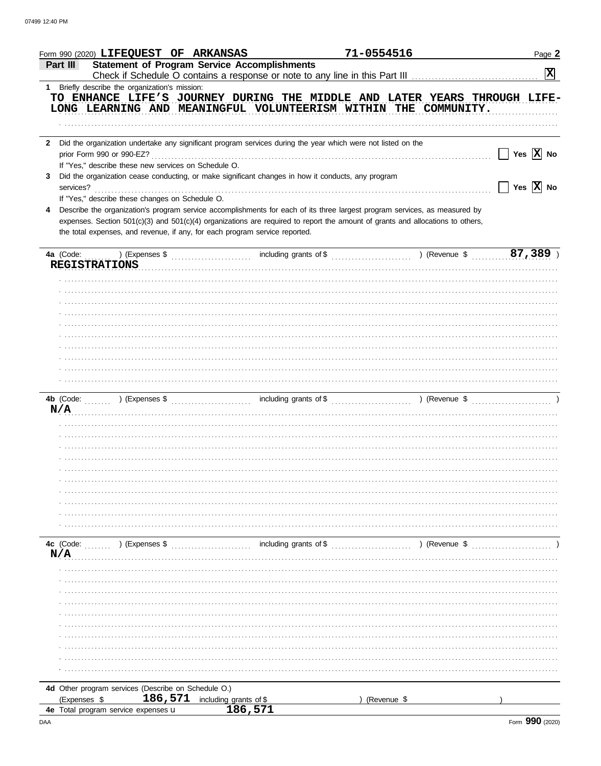Form 990 (2020) **LIFEQUEST OF ARKANSAS** **71-0554516** Page **2**

## Part III Statement of Program Service Accomplishments

Check if Schedule O contains a response or note to any line in this Part III . . . . . . . . . . . . . . . . . . [X]

**1** Briefly describe the organization's mission:

TO ENHANCE LIFE'S JOURNEY DURING THE MIDDLE AND LATER YEARS THROUGH LIFE-LONG LEARNING AND MEANINGFUL VOLUNTEERISM WITHIN THE COMMUNITY.

**2** Did the organization undertake any significant program services during the year which were not listed on the prior Form 990 or 990-EZ? . . . . . . . . [ ] Yes [X] No

If "Yes," describe these new services on Schedule O.

**3** Did the organization cease conducting, or make significant changes in how it conducts, any program services? . . . . . . . . [ ] Yes [X] No

If "Yes," describe these changes on Schedule O.

**4** Describe the organization's program service accomplishments for each of its three largest program services, as measured by expenses. Section 501(c)(3) and 501(c)(4) organizations are required to report the amount of grants and allocations to others, the total expenses, and revenue, if any, for each program service reported.

**4a** (Code: ) (Expenses $ including grants of $ ) (Revenue $ 87,389 )

REGISTRATIONS

**4b** (Code: ) (Expenses $ including grants of $ ) (Revenue $ )

N/A

**4c** (Code: ) (Expenses $ including grants of $ ) (Revenue $ )

N/A

**4d** Other program services (Describe on Schedule O.)

(Expenses $ 186,571 including grants of $ ) (Revenue $ )

**4e** Total program service expenses ► 186,571

Form **990** (2020)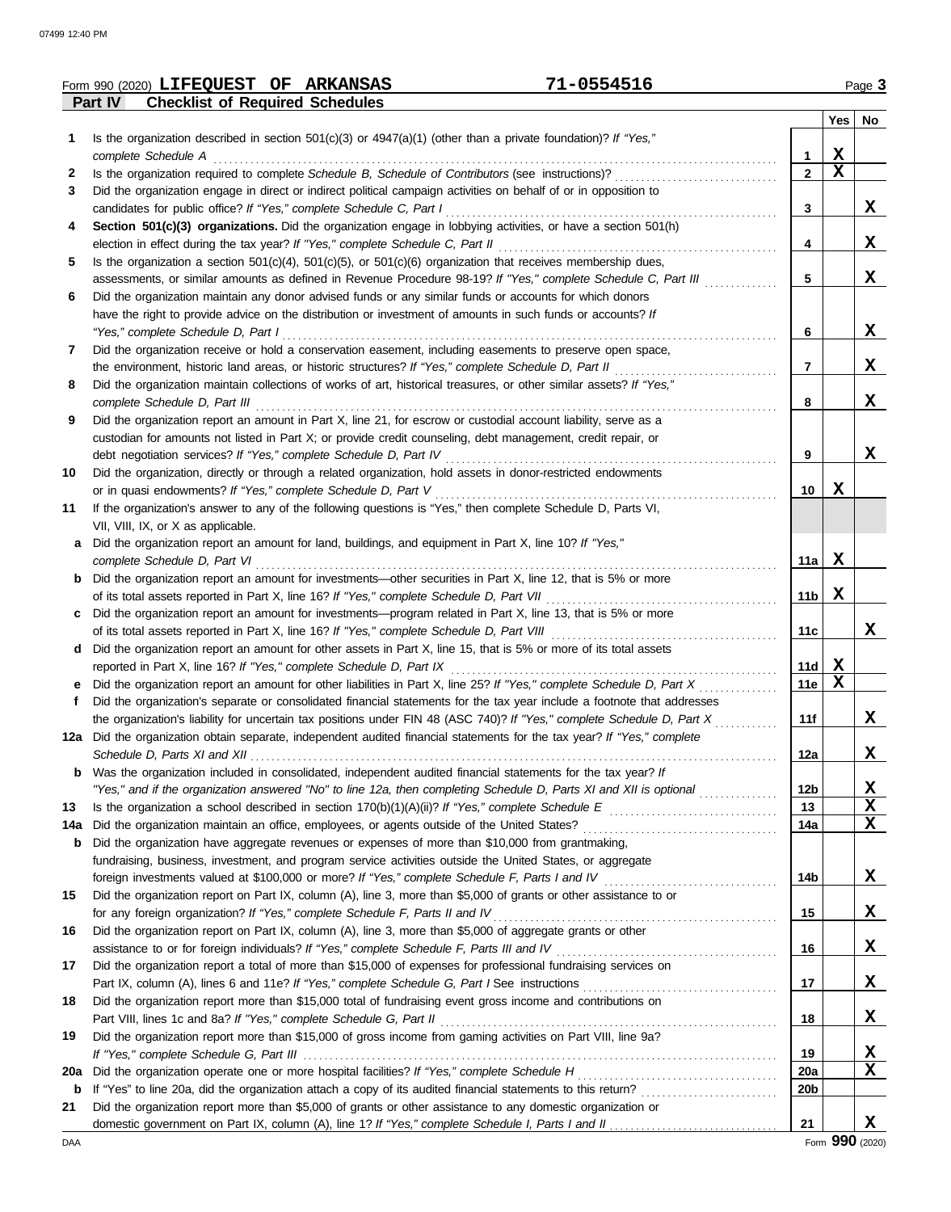Form 990 (2020) **LIFEQUEST OF ARKANSAS** **71-0554516**

## Part IV Checklist of Required Schedules

| | | | Yes | No |
|---|---|---|---|---|
| **1** | Is the organization described in section 501(c)(3) or 4947(a)(1) (other than a private foundation)? *If "Yes," complete Schedule A* | 1 | X | |
| **2** | Is the organization required to complete *Schedule B, Schedule of Contributors* (see instructions)? | 2 | X | |
| **3** | Did the organization engage in direct or indirect political campaign activities on behalf of or in opposition to candidates for public office? *If "Yes," complete Schedule C, Part I* | 3 | | X |
| **4** | **Section 501(c)(3) organizations.** Did the organization engage in lobbying activities, or have a section 501(h) election in effect during the tax year? *If "Yes," complete Schedule C, Part II* | 4 | | X |
| **5** | Is the organization a section 501(c)(4), 501(c)(5), or 501(c)(6) organization that receives membership dues, assessments, or similar amounts as defined in Revenue Procedure 98-19? *If "Yes," complete Schedule C, Part III* | 5 | | X |
| **6** | Did the organization maintain any donor advised funds or any similar funds or accounts for which donors have the right to provide advice on the distribution or investment of amounts in such funds or accounts? *If "Yes," complete Schedule D, Part I* | 6 | | X |
| **7** | Did the organization receive or hold a conservation easement, including easements to preserve open space, the environment, historic land areas, or historic structures? *If "Yes," complete Schedule D, Part II* | 7 | | X |
| **8** | Did the organization maintain collections of works of art, historical treasures, or other similar assets? *If "Yes," complete Schedule D, Part III* | 8 | | X |
| **9** | Did the organization report an amount in Part X, line 21, for escrow or custodial account liability, serve as a custodian for amounts not listed in Part X; or provide credit counseling, debt management, credit repair, or debt negotiation services? *If "Yes," complete Schedule D, Part IV* | 9 | | X |
| **10** | Did the organization, directly or through a related organization, hold assets in donor-restricted endowments or in quasi endowments? *If "Yes," complete Schedule D, Part V* | 10 | X | |
| **11** | If the organization's answer to any of the following questions is "Yes," then complete Schedule D, Parts VI, VII, VIII, IX, or X as applicable. | | | |
| **a** | Did the organization report an amount for land, buildings, and equipment in Part X, line 10? *If "Yes," complete Schedule D, Part VI* | 11a | X | |
| **b** | Did the organization report an amount for investments—other securities in Part X, line 12, that is 5% or more of its total assets reported in Part X, line 16? *If "Yes," complete Schedule D, Part VII* | 11b | X | |
| **c** | Did the organization report an amount for investments—program related in Part X, line 13, that is 5% or more of its total assets reported in Part X, line 16? *If "Yes," complete Schedule D, Part VIII* | 11c | | X |
| **d** | Did the organization report an amount for other assets in Part X, line 15, that is 5% or more of its total assets reported in Part X, line 16? *If "Yes," complete Schedule D, Part IX* | 11d | X | |
| **e** | Did the organization report an amount for other liabilities in Part X, line 25? *If "Yes," complete Schedule D, Part X* | 11e | X | |
| **f** | Did the organization's separate or consolidated financial statements for the tax year include a footnote that addresses the organization's liability for uncertain tax positions under FIN 48 (ASC 740)? *If "Yes," complete Schedule D, Part X* | 11f | | X |
| **12a** | Did the organization obtain separate, independent audited financial statements for the tax year? *If "Yes," complete Schedule D, Parts XI and XII* | 12a | | X |
| **b** | Was the organization included in consolidated, independent audited financial statements for the tax year? *If "Yes," and if the organization answered "No" to line 12a, then completing Schedule D, Parts XI and XII is optional* | 12b | | X |
| **13** | Is the organization a school described in section 170(b)(1)(A)(ii)? *If "Yes," complete Schedule E* | 13 | | X |
| **14a** | Did the organization maintain an office, employees, or agents outside of the United States? | 14a | | X |
| **b** | Did the organization have aggregate revenues or expenses of more than $10,000 from grantmaking, fundraising, business, investment, and program service activities outside the United States, or aggregate foreign investments valued at $100,000 or more? *If "Yes," complete Schedule F, Parts I and IV* | 14b | | X |
| **15** | Did the organization report on Part IX, column (A), line 3, more than $5,000 of grants or other assistance to or for any foreign organization? *If "Yes," complete Schedule F, Parts II and IV* | 15 | | X |
| **16** | Did the organization report on Part IX, column (A), line 3, more than $5,000 of aggregate grants or other assistance to or for foreign individuals? *If "Yes," complete Schedule F, Parts III and IV* | 16 | | X |
| **17** | Did the organization report a total of more than $15,000 of expenses for professional fundraising services on Part IX, column (A), lines 6 and 11e? *If "Yes," complete Schedule G, Part I* See instructions | 17 | | X |
| **18** | Did the organization report more than $15,000 total of fundraising event gross income and contributions on Part VIII, lines 1c and 8a? *If "Yes," complete Schedule G, Part II* | 18 | | X |
| **19** | Did the organization report more than $15,000 of gross income from gaming activities on Part VIII, line 9a? *If "Yes," complete Schedule G, Part III* | 19 | | X |
| **20a** | Did the organization operate one or more hospital facilities? *If "Yes," complete Schedule H* | 20a | | X |
| **b** | If "Yes" to line 20a, did the organization attach a copy of its audited financial statements to this return? | 20b | | |
| **21** | Did the organization report more than $5,000 of grants or other assistance to any domestic organization or domestic government on Part IX, column (A), line 1? *If "Yes," complete Schedule I, Parts I and II* | 21 | | X |

Form **990** (2020)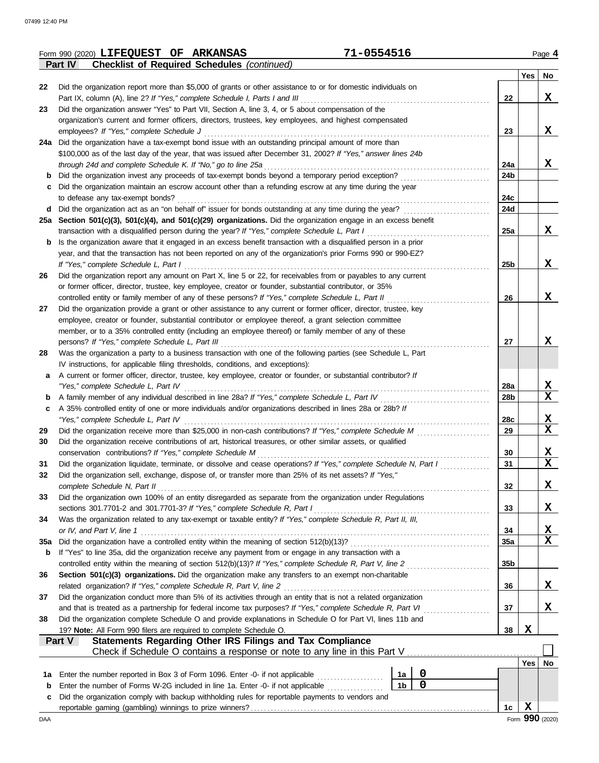Form 990 (2020) **LIFEQUEST OF ARKANSAS** **71-0554516** Page 4

## Part IV Checklist of Required Schedules *(continued)*

| | | Line | Yes | No |
|---|---|---|---|---|
| 22 | Did the organization report more than $5,000 of grants or other assistance to or for domestic individuals on Part IX, column (A), line 2? *If "Yes," complete Schedule I, Parts I and III* | 22 | | X |
| 23 | Did the organization answer "Yes" to Part VII, Section A, line 3, 4, or 5 about compensation of the organization's current and former officers, directors, trustees, key employees, and highest compensated employees? *If "Yes," complete Schedule J* | 23 | | X |
| 24a | Did the organization have a tax-exempt bond issue with an outstanding principal amount of more than $100,000 as of the last day of the year, that was issued after December 31, 2002? *If "Yes," answer lines 24b through 24d and complete Schedule K. If "No," go to line 25a* | 24a | | X |
| b | Did the organization invest any proceeds of tax-exempt bonds beyond a temporary period exception? | 24b | | |
| c | Did the organization maintain an escrow account other than a refunding escrow at any time during the year to defease any tax-exempt bonds? | 24c | | |
| d | Did the organization act as an "on behalf of" issuer for bonds outstanding at any time during the year? | 24d | | |
| 25a | **Section 501(c)(3), 501(c)(4), and 501(c)(29) organizations.** Did the organization engage in an excess benefit transaction with a disqualified person during the year? *If "Yes," complete Schedule L, Part I* | 25a | | X |
| b | Is the organization aware that it engaged in an excess benefit transaction with a disqualified person in a prior year, and that the transaction has not been reported on any of the organization's prior Forms 990 or 990-EZ? *If "Yes," complete Schedule L, Part I* | 25b | | X |
| 26 | Did the organization report any amount on Part X, line 5 or 22, for receivables from or payables to any current or former officer, director, trustee, key employee, creator or founder, substantial contributor, or 35% controlled entity or family member of any of these persons? *If "Yes," complete Schedule L, Part II* | 26 | | X |
| 27 | Did the organization provide a grant or other assistance to any current or former officer, director, trustee, key employee, creator or founder, substantial contributor or employee thereof, a grant selection committee member, or to a 35% controlled entity (including an employee thereof) or family member of any of these persons? *If "Yes," complete Schedule L, Part III* | 27 | | X |
| 28 | Was the organization a party to a business transaction with one of the following parties (see Schedule L, Part IV instructions, for applicable filing thresholds, conditions, and exceptions): | | | |
| a | A current or former officer, director, trustee, key employee, creator or founder, or substantial contributor? *If "Yes," complete Schedule L, Part IV* | 28a | | X |
| b | A family member of any individual described in line 28a? *If "Yes," complete Schedule L, Part IV* | 28b | | X |
| c | A 35% controlled entity of one or more individuals and/or organizations described in lines 28a or 28b? *If "Yes," complete Schedule L, Part IV* | 28c | | X |
| 29 | Did the organization receive more than $25,000 in non-cash contributions? *If "Yes," complete Schedule M* | 29 | | X |
| 30 | Did the organization receive contributions of art, historical treasures, or other similar assets, or qualified conservation contributions? *If "Yes," complete Schedule M* | 30 | | X |
| 31 | Did the organization liquidate, terminate, or dissolve and cease operations? *If "Yes," complete Schedule N, Part I* | 31 | | X |
| 32 | Did the organization sell, exchange, dispose of, or transfer more than 25% of its net assets? *If "Yes," complete Schedule N, Part II* | 32 | | X |
| 33 | Did the organization own 100% of an entity disregarded as separate from the organization under Regulations sections 301.7701-2 and 301.7701-3? *If "Yes," complete Schedule R, Part I* | 33 | | X |
| 34 | Was the organization related to any tax-exempt or taxable entity? *If "Yes," complete Schedule R, Part II, III, or IV, and Part V, line 1* | 34 | | X |
| 35a | Did the organization have a controlled entity within the meaning of section 512(b)(13)? | 35a | | X |
| b | If "Yes" to line 35a, did the organization receive any payment from or engage in any transaction with a controlled entity within the meaning of section 512(b)(13)? *If "Yes," complete Schedule R, Part V, line 2* | 35b | | |
| 36 | **Section 501(c)(3) organizations.** Did the organization make any transfers to an exempt non-charitable related organization? *If "Yes," complete Schedule R, Part V, line 2* | 36 | | X |
| 37 | Did the organization conduct more than 5% of its activities through an entity that is not a related organization and that is treated as a partnership for federal income tax purposes? *If "Yes," complete Schedule R, Part VI* | 37 | | X |
| 38 | Did the organization complete Schedule O and provide explanations in Schedule O for Part VI, lines 11b and 19? **Note:** All Form 990 filers are required to complete Schedule O. | 38 | X | |

## Part V Statements Regarding Other IRS Filings and Tax Compliance

Check if Schedule O contains a response or note to any line in this Part V ☐

| | | | | Line | Yes | No |
|---|---|---|---|---|---|---|
| 1a | Enter the number reported in Box 3 of Form 1096. Enter -0- if not applicable | 1a | 0 | | | |
| b | Enter the number of Forms W-2G included in line 1a. Enter -0- if not applicable | 1b | 0 | | | |
| c | Did the organization comply with backup withholding rules for reportable payments to vendors and reportable gaming (gambling) winnings to prize winners? | | | 1c | X | |

Form **990** (2020)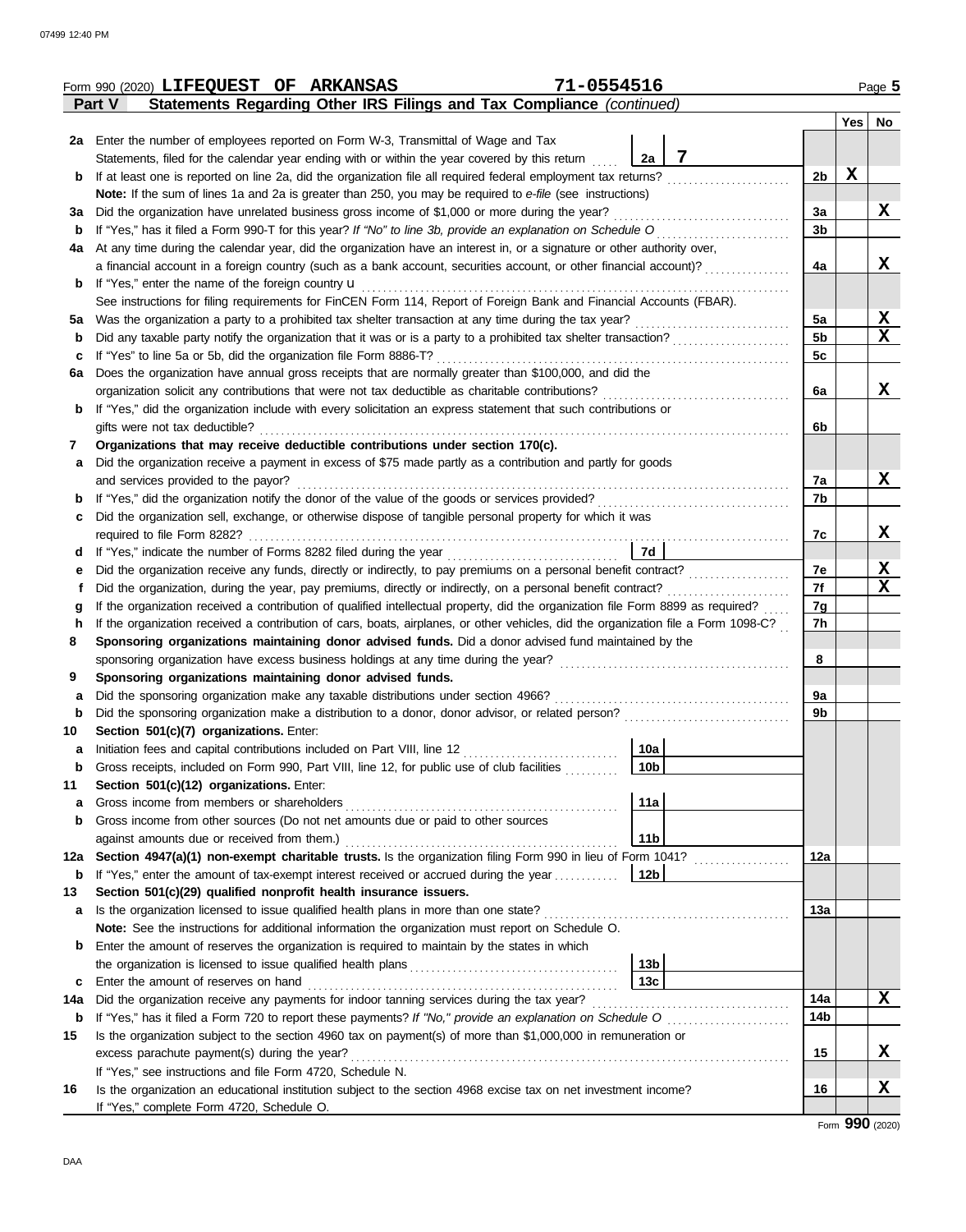Form 990 (2020) **LIFEQUEST OF ARKANSAS** **71-0554516**

**Part V — Statements Regarding Other IRS Filings and Tax Compliance** *(continued)*

| | | | | | Yes | No |
|---|---|---|---|---|---|---|
| **2a** | Enter the number of employees reported on Form W-3, Transmittal of Wage and Tax Statements, filed for the calendar year ending with or within the year covered by this return | 2a | 7 | | | |
| **b** | If at least one is reported on line 2a, did the organization file all required federal employment tax returns? | | | 2b | X | |
| | **Note:** If the sum of lines 1a and 2a is greater than 250, you may be required to *e-file* (see instructions) | | | | | |
| **3a** | Did the organization have unrelated business gross income of $1,000 or more during the year? | | | 3a | | X |
| **b** | If "Yes," has it filed a Form 990-T for this year? *If "No" to line 3b, provide an explanation on Schedule O* | | | 3b | | |
| **4a** | At any time during the calendar year, did the organization have an interest in, or a signature or other authority over, a financial account in a foreign country (such as a bank account, securities account, or other financial account)? | | | 4a | | X |
| **b** | If "Yes," enter the name of the foreign country u | | | | | |
| | See instructions for filing requirements for FinCEN Form 114, Report of Foreign Bank and Financial Accounts (FBAR). | | | | | |
| **5a** | Was the organization a party to a prohibited tax shelter transaction at any time during the tax year? | | | 5a | | X |
| **b** | Did any taxable party notify the organization that it was or is a party to a prohibited tax shelter transaction? | | | 5b | | X |
| **c** | If "Yes" to line 5a or 5b, did the organization file Form 8886-T? | | | 5c | | |
| **6a** | Does the organization have annual gross receipts that are normally greater than $100,000, and did the organization solicit any contributions that were not tax deductible as charitable contributions? | | | 6a | | X |
| **b** | If "Yes," did the organization include with every solicitation an express statement that such contributions or gifts were not tax deductible? | | | 6b | | |
| **7** | **Organizations that may receive deductible contributions under section 170(c).** | | | | | |
| **a** | Did the organization receive a payment in excess of $75 made partly as a contribution and partly for goods and services provided to the payor? | | | 7a | | X |
| **b** | If "Yes," did the organization notify the donor of the value of the goods or services provided? | | | 7b | | |
| **c** | Did the organization sell, exchange, or otherwise dispose of tangible personal property for which it was required to file Form 8282? | | | 7c | | X |
| **d** | If "Yes," indicate the number of Forms 8282 filed during the year | 7d | | | | |
| **e** | Did the organization receive any funds, directly or indirectly, to pay premiums on a personal benefit contract? | | | 7e | | X |
| **f** | Did the organization, during the year, pay premiums, directly or indirectly, on a personal benefit contract? | | | 7f | | X |
| **g** | If the organization received a contribution of qualified intellectual property, did the organization file Form 8899 as required? | | | 7g | | |
| **h** | If the organization received a contribution of cars, boats, airplanes, or other vehicles, did the organization file a Form 1098-C? | | | 7h | | |
| **8** | **Sponsoring organizations maintaining donor advised funds.** Did a donor advised fund maintained by the sponsoring organization have excess business holdings at any time during the year? | | | 8 | | |
| **9** | **Sponsoring organizations maintaining donor advised funds.** | | | | | |
| **a** | Did the sponsoring organization make any taxable distributions under section 4966? | | | 9a | | |
| **b** | Did the sponsoring organization make a distribution to a donor, donor advisor, or related person? | | | 9b | | |
| **10** | **Section 501(c)(7) organizations.** Enter: | | | | | |
| **a** | Initiation fees and capital contributions included on Part VIII, line 12 | 10a | | | | |
| **b** | Gross receipts, included on Form 990, Part VIII, line 12, for public use of club facilities | 10b | | | | |
| **11** | **Section 501(c)(12) organizations.** Enter: | | | | | |
| **a** | Gross income from members or shareholders | 11a | | | | |
| **b** | Gross income from other sources (Do not net amounts due or paid to other sources against amounts due or received from them.) | 11b | | | | |
| **12a** | **Section 4947(a)(1) non-exempt charitable trusts.** Is the organization filing Form 990 in lieu of Form 1041? | | | 12a | | |
| **b** | If "Yes," enter the amount of tax-exempt interest received or accrued during the year | 12b | | | | |
| **13** | **Section 501(c)(29) qualified nonprofit health insurance issuers.** | | | | | |
| **a** | Is the organization licensed to issue qualified health plans in more than one state? | | | 13a | | |
| | **Note:** See the instructions for additional information the organization must report on Schedule O. | | | | | |
| **b** | Enter the amount of reserves the organization is required to maintain by the states in which the organization is licensed to issue qualified health plans | 13b | | | | |
| **c** | Enter the amount of reserves on hand | 13c | | | | |
| **14a** | Did the organization receive any payments for indoor tanning services during the tax year? | | | 14a | | X |
| **b** | If "Yes," has it filed a Form 720 to report these payments? *If "No," provide an explanation on Schedule O* | | | 14b | | |
| **15** | Is the organization subject to the section 4960 tax on payment(s) of more than $1,000,000 in remuneration or excess parachute payment(s) during the year? | | | 15 | | X |
| | If "Yes," see instructions and file Form 4720, Schedule N. | | | | | |
| **16** | Is the organization an educational institution subject to the section 4968 excise tax on net investment income? | | | 16 | | X |
| | If "Yes," complete Form 4720, Schedule O. | | | | | |

Form **990** (2020)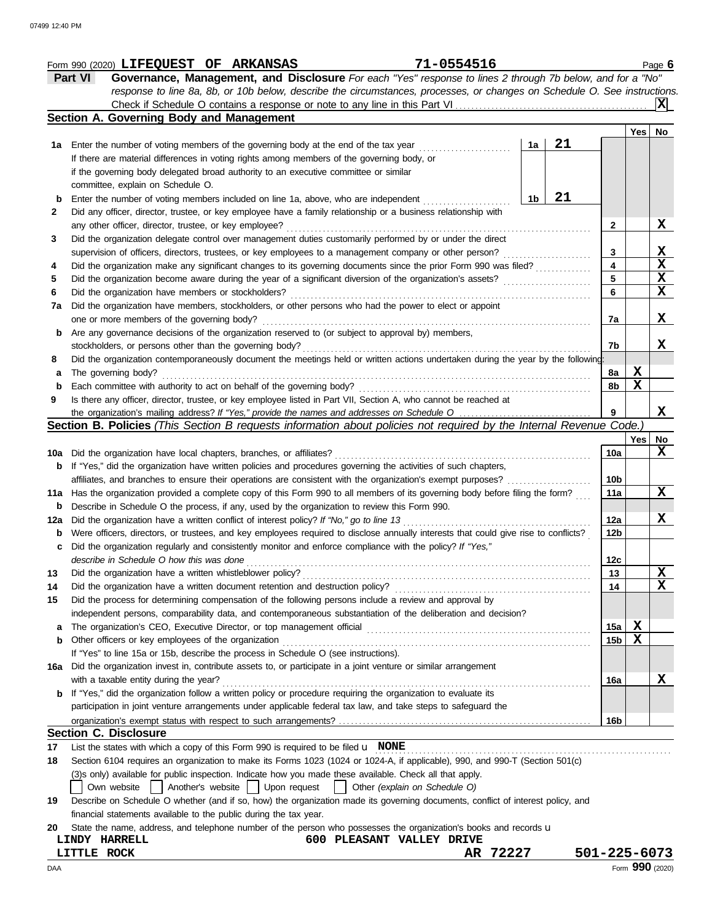Form 990 (2020) **LIFEQUEST OF ARKANSAS** **71-0554516** Page **6**

**Part VI** **Governance, Management, and Disclosure** *For each "Yes" response to lines 2 through 7b below, and for a "No" response to line 8a, 8b, or 10b below, describe the circumstances, processes, or changes on Schedule O. See instructions.*

Check if Schedule O contains a response or note to any line in this Part VI .......... **X**

## Section A. Governing Body and Management

| | | | | | Yes | No |
|---|---|---|---|---|---|---|
| **1a** | Enter the number of voting members of the governing body at the end of the tax year | 1a | 21 | | | |
| | If there are material differences in voting rights among members of the governing body, or if the governing body delegated broad authority to an executive committee or similar committee, explain on Schedule O. | | | | | |
| **b** | Enter the number of voting members included on line 1a, above, who are independent | 1b | 21 | | | |
| **2** | Did any officer, director, trustee, or key employee have a family relationship or a business relationship with any other officer, director, trustee, or key employee? | | | 2 | | X |
| **3** | Did the organization delegate control over management duties customarily performed by or under the direct supervision of officers, directors, trustees, or key employees to a management company or other person? | | | 3 | | X |
| **4** | Did the organization make any significant changes to its governing documents since the prior Form 990 was filed? | | | 4 | | X |
| **5** | Did the organization become aware during the year of a significant diversion of the organization's assets? | | | 5 | | X |
| **6** | Did the organization have members or stockholders? | | | 6 | | X |
| **7a** | Did the organization have members, stockholders, or other persons who had the power to elect or appoint one or more members of the governing body? | | | 7a | | X |
| **b** | Are any governance decisions of the organization reserved to (or subject to approval by) members, stockholders, or persons other than the governing body? | | | 7b | | X |
| **8** | Did the organization contemporaneously document the meetings held or written actions undertaken during the year by the following: | | | | | |
| **a** | The governing body? | | | 8a | X | |
| **b** | Each committee with authority to act on behalf of the governing body? | | | 8b | X | |
| **9** | Is there any officer, director, trustee, or key employee listed in Part VII, Section A, who cannot be reached at the organization's mailing address? *If "Yes," provide the names and addresses on Schedule O* | | | 9 | | X |

## Section B. Policies *(This Section B requests information about policies not required by the Internal Revenue Code.)*

| | | | Yes | No |
|---|---|---|---|---|
| **10a** | Did the organization have local chapters, branches, or affiliates? | 10a | | X |
| **b** | If "Yes," did the organization have written policies and procedures governing the activities of such chapters, affiliates, and branches to ensure their operations are consistent with the organization's exempt purposes? | 10b | | |
| **11a** | Has the organization provided a complete copy of this Form 990 to all members of its governing body before filing the form? | 11a | | X |
| **b** | Describe in Schedule O the process, if any, used by the organization to review this Form 990. | | | |
| **12a** | Did the organization have a written conflict of interest policy? *If "No," go to line 13* | 12a | | X |
| **b** | Were officers, directors, or trustees, and key employees required to disclose annually interests that could give rise to conflicts? | 12b | | |
| **c** | Did the organization regularly and consistently monitor and enforce compliance with the policy? *If "Yes," describe in Schedule O how this was done* | 12c | | |
| **13** | Did the organization have a written whistleblower policy? | 13 | | X |
| **14** | Did the organization have a written document retention and destruction policy? | 14 | | X |
| **15** | Did the process for determining compensation of the following persons include a review and approval by independent persons, comparability data, and contemporaneous substantiation of the deliberation and decision? | | | |
| **a** | The organization's CEO, Executive Director, or top management official | 15a | X | |
| **b** | Other officers or key employees of the organization | 15b | X | |
| | If "Yes" to line 15a or 15b, describe the process in Schedule O (see instructions). | | | |
| **16a** | Did the organization invest in, contribute assets to, or participate in a joint venture or similar arrangement with a taxable entity during the year? | 16a | | X |
| **b** | If "Yes," did the organization follow a written policy or procedure requiring the organization to evaluate its participation in joint venture arrangements under applicable federal tax law, and take steps to safeguard the organization's exempt status with respect to such arrangements? | 16b | | |

## Section C. Disclosure

**17** List the states with which a copy of this Form 990 is required to be filed **NONE**

**18** Section 6104 requires an organization to make its Forms 1023 (1024 or 1024-A, if applicable), 990, and 990-T (Section 501(c)(3)s only) available for public inspection. Indicate how you made these available. Check all that apply.

☐ Own website ☐ Another's website ☐ Upon request ☐ Other *(explain on Schedule O)*

**19** Describe on Schedule O whether (and if so, how) the organization made its governing documents, conflict of interest policy, and financial statements available to the public during the tax year.

**20** State the name, address, and telephone number of the person who possesses the organization's books and records

**LINDY HARRELL** **600 PLEASANT VALLEY DRIVE**
**LITTLE ROCK** **AR 72227** **501-225-6073**

Form **990** (2020)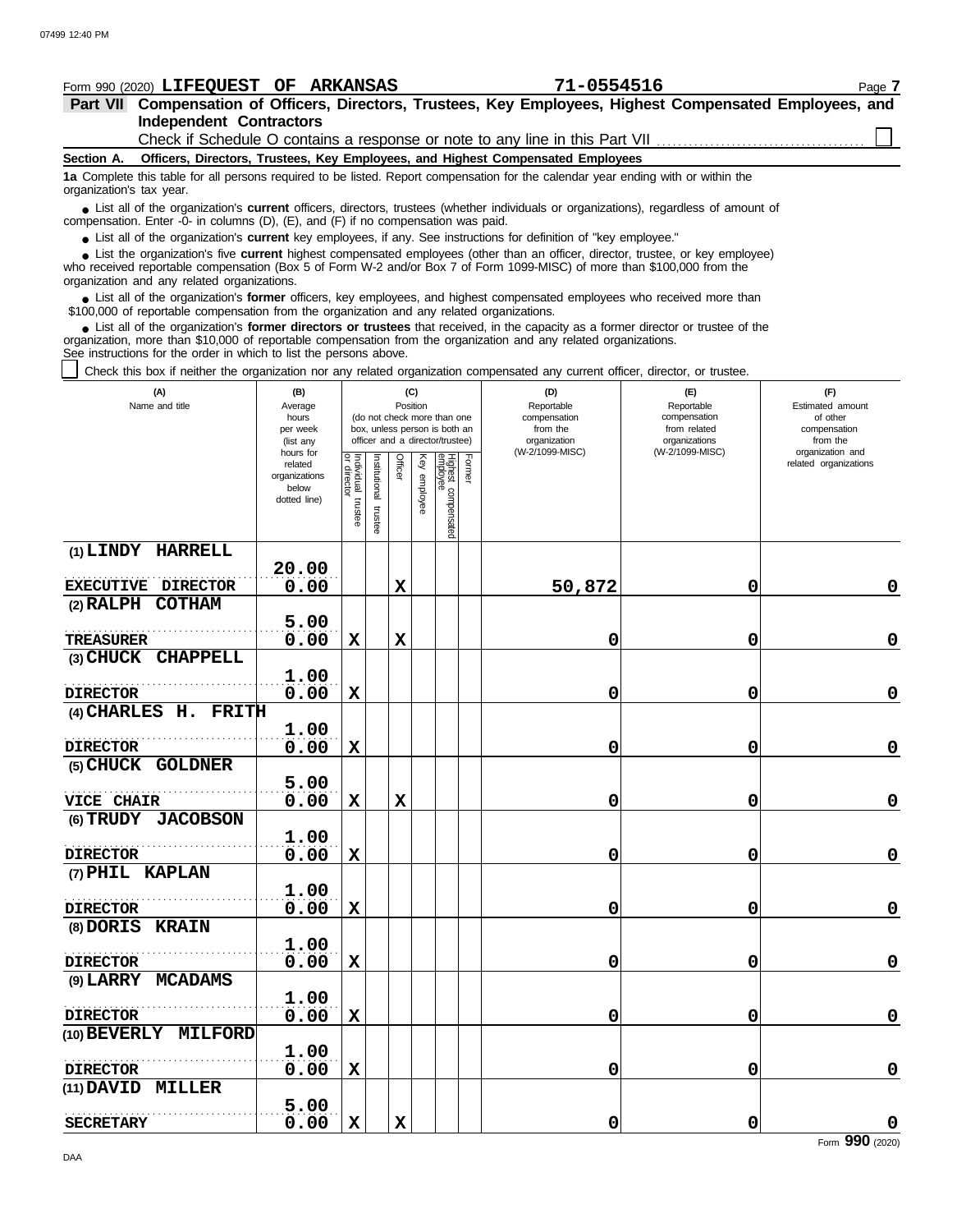Form 990 (2020) **LIFEQUEST OF ARKANSAS** **71-0554516** Page **7**

**Part VII Compensation of Officers, Directors, Trustees, Key Employees, Highest Compensated Employees, and Independent Contractors**

Check if Schedule O contains a response or note to any line in this Part VII ☐

**Section A. Officers, Directors, Trustees, Key Employees, and Highest Compensated Employees**

**1a** Complete this table for all persons required to be listed. Report compensation for the calendar year ending with or within the organization's tax year.

- List all of the organization's **current** officers, directors, trustees (whether individuals or organizations), regardless of amount of compensation. Enter -0- in columns (D), (E), and (F) if no compensation was paid.
- List all of the organization's **current** key employees, if any. See instructions for definition of "key employee."
- List the organization's five **current** highest compensated employees (other than an officer, director, trustee, or key employee) who received reportable compensation (Box 5 of Form W-2 and/or Box 7 of Form 1099-MISC) of more than $100,000 from the organization and any related organizations.
- List all of the organization's **former** officers, key employees, and highest compensated employees who received more than $100,000 of reportable compensation from the organization and any related organizations.
- List all of the organization's **former directors or trustees** that received, in the capacity as a former director or trustee of the organization, more than $10,000 of reportable compensation from the organization and any related organizations.

See instructions for the order in which to list the persons above.

☐ Check this box if neither the organization nor any related organization compensated any current officer, director, or trustee.

| (A) Name and title | (B) Average hours per week (list any hours for related organizations below dotted line) | (C) Position: Individual trustee or director | Institutional trustee | Officer | Key employee | Highest compensated employee | Former | (D) Reportable compensation from the organization (W-2/1099-MISC) | (E) Reportable compensation from related organizations (W-2/1099-MISC) | (F) Estimated amount of other compensation from the organization and related organizations |
|---|---|---|---|---|---|---|---|---|---|---|
| (1) LINDY HARRELL<br>EXECUTIVE DIRECTOR | 20.00<br>0.00 | | | X | | | | 50,872 | 0 | 0 |
| (2) RALPH COTHAM<br>TREASURER | 5.00<br>0.00 | X | | X | | | | 0 | 0 | 0 |
| (3) CHUCK CHAPPELL<br>DIRECTOR | 1.00<br>0.00 | X | | | | | | 0 | 0 | 0 |
| (4) CHARLES H. FRITH<br>DIRECTOR | 1.00<br>0.00 | X | | | | | | 0 | 0 | 0 |
| (5) CHUCK GOLDNER<br>VICE CHAIR | 5.00<br>0.00 | X | | X | | | | 0 | 0 | 0 |
| (6) TRUDY JACOBSON<br>DIRECTOR | 1.00<br>0.00 | X | | | | | | 0 | 0 | 0 |
| (7) PHIL KAPLAN<br>DIRECTOR | 1.00<br>0.00 | X | | | | | | 0 | 0 | 0 |
| (8) DORIS KRAIN<br>DIRECTOR | 1.00<br>0.00 | X | | | | | | 0 | 0 | 0 |
| (9) LARRY MCADAMS<br>DIRECTOR | 1.00<br>0.00 | X | | | | | | 0 | 0 | 0 |
| (10) BEVERLY MILFORD<br>DIRECTOR | 1.00<br>0.00 | X | | | | | | 0 | 0 | 0 |
| (11) DAVID MILLER<br>SECRETARY | 5.00<br>0.00 | X | | X | | | | 0 | 0 | 0 |

Form **990** (2020)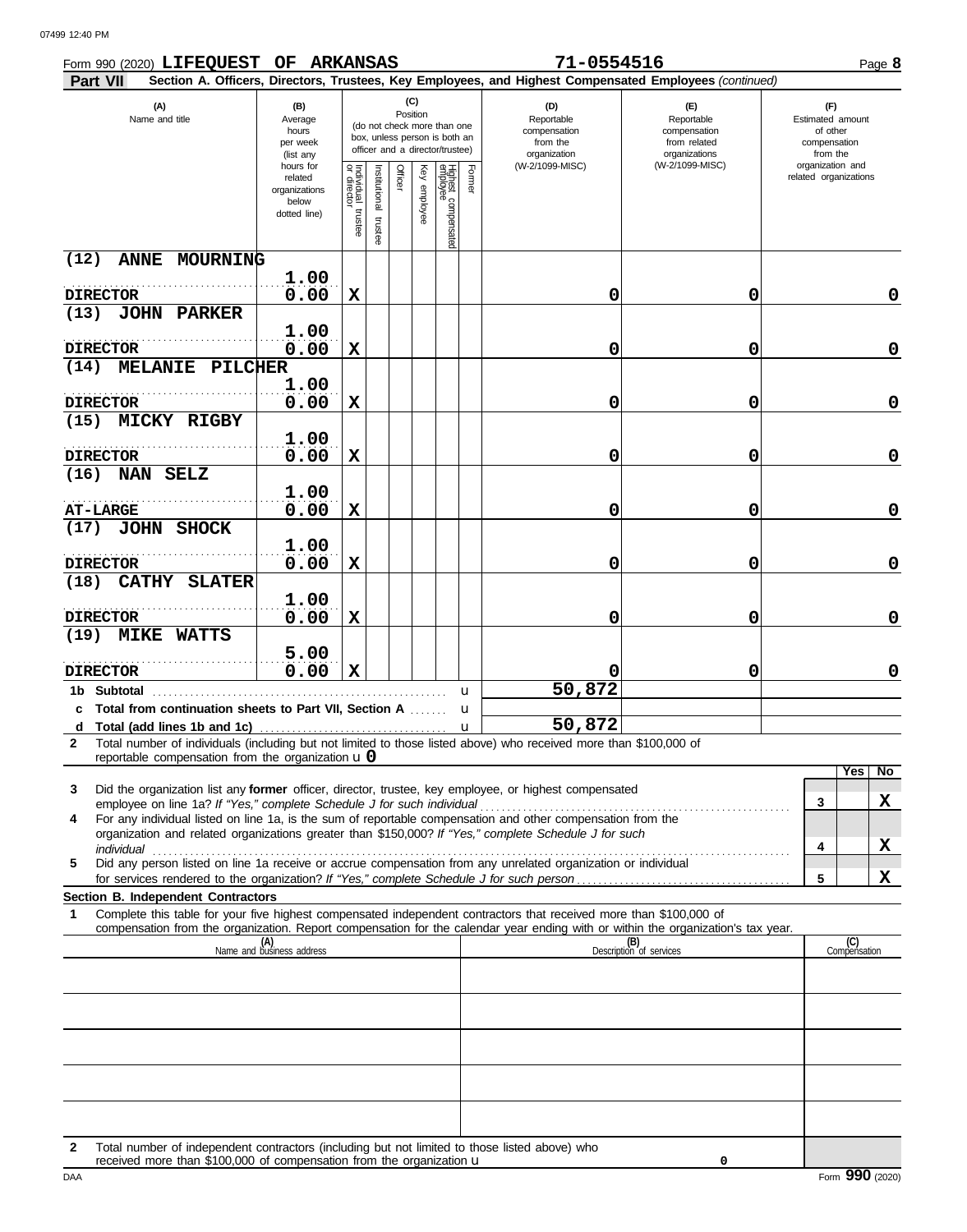Form 990 (2020) **LIFEQUEST OF ARKANSAS** **71-0554516** Page **8**

**Part VII** **Section A. Officers, Directors, Trustees, Key Employees, and Highest Compensated Employees** *(continued)*

| (A) Name and title | (B) Average hours per week (list any hours for related organizations below dotted line) | (C) Position: Individual trustee or director | Institutional trustee | Officer | Key employee | Highest compensated employee | Former | (D) Reportable compensation from the organization (W-2/1099-MISC) | (E) Reportable compensation from related organizations (W-2/1099-MISC) | (F) Estimated amount of other compensation from the organization and related organizations |
|---|---|---|---|---|---|---|---|---|---|---|
| (12) ANNE MOURNING<br>DIRECTOR | 1.00<br>0.00 | X | | | | | | 0 | 0 | 0 |
| (13) JOHN PARKER<br>DIRECTOR | 1.00<br>0.00 | X | | | | | | 0 | 0 | 0 |
| (14) MELANIE PILCHER<br>DIRECTOR | 1.00<br>0.00 | X | | | | | | 0 | 0 | 0 |
| (15) MICKY RIGBY<br>DIRECTOR | 1.00<br>0.00 | X | | | | | | 0 | 0 | 0 |
| (16) NAN SELZ<br>AT-LARGE | 1.00<br>0.00 | X | | | | | | 0 | 0 | 0 |
| (17) JOHN SHOCK<br>DIRECTOR | 1.00<br>0.00 | X | | | | | | 0 | 0 | 0 |
| (18) CATHY SLATER<br>DIRECTOR | 1.00<br>0.00 | X | | | | | | 0 | 0 | 0 |
| (19) MIKE WATTS<br>DIRECTOR | 5.00<br>0.00 | X | | | | | | 0 | 0 | 0 |
| **1b Subtotal** | | | | | | | | 50,872 | | |
| **c Total from continuation sheets to Part VII, Section A** | | | | | | | | | | |
| **d Total (add lines 1b and 1c)** | | | | | | | | 50,872 | | |

**2** Total number of individuals (including but not limited to those listed above) who received more than $100,000 of reportable compensation from the organization **0**

| | | Yes | No |
|---|---|---|---|
| **3** Did the organization list any **former** officer, director, trustee, key employee, or highest compensated employee on line 1a? *If "Yes," complete Schedule J for such individual* | 3 | | X |
| **4** For any individual listed on line 1a, is the sum of reportable compensation and other compensation from the organization and related organizations greater than $150,000? *If "Yes," complete Schedule J for such individual* | 4 | | X |
| **5** Did any person listed on line 1a receive or accrue compensation from any unrelated organization or individual for services rendered to the organization? *If "Yes," complete Schedule J for such person* | 5 | | X |

**Section B. Independent Contractors**

**1** Complete this table for your five highest compensated independent contractors that received more than $100,000 of compensation from the organization. Report compensation for the calendar year ending with or within the organization's tax year.

| (A) Name and business address | (B) Description of services | (C) Compensation |
|---|---|---|
| | | |
| | | |
| | | |
| | | |
| | | |

**2** Total number of independent contractors (including but not limited to those listed above) who received more than $100,000 of compensation from the organization **0**

Form **990** (2020)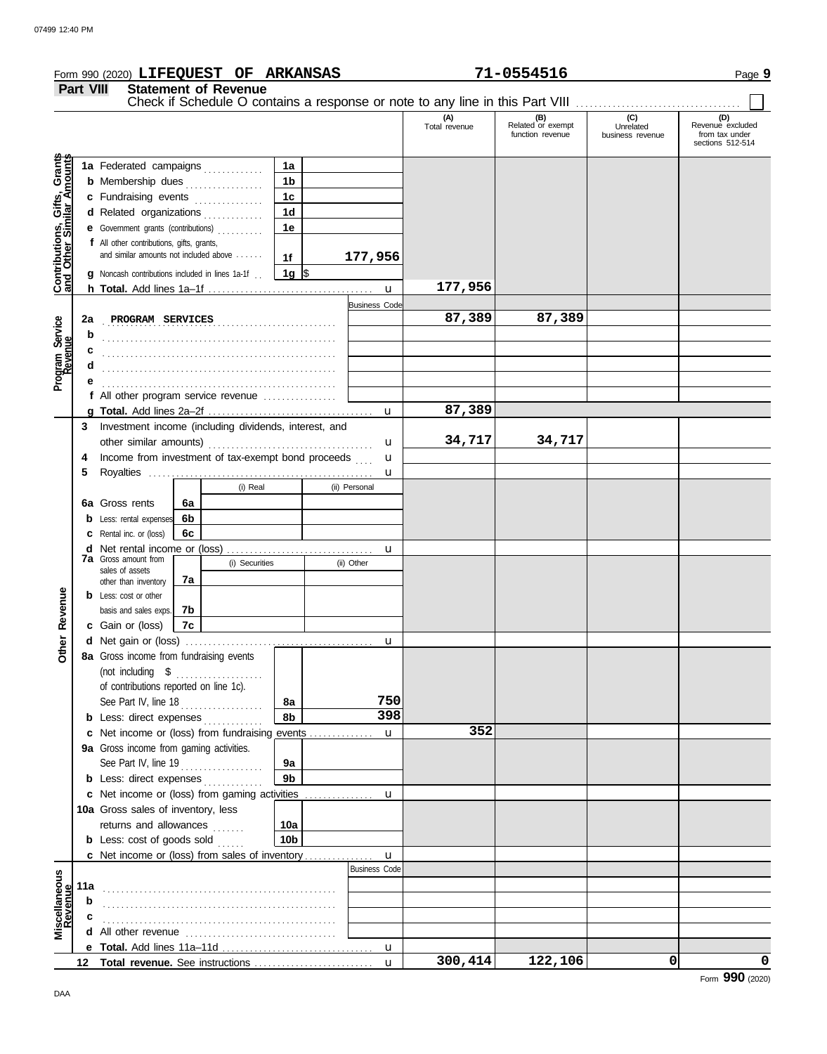Form 990 (2020) **LIFEQUEST OF ARKANSAS** **71-0554516**

**Part VIII Statement of Revenue**

Check if Schedule O contains a response or note to any line in this Part VIII ☐

| | | | | (A) Total revenue | (B) Related or exempt function revenue | (C) Unrelated business revenue | (D) Revenue excluded from tax under sections 512-514 |
|---|---|---|---|---|---|---|---|
| **Contributions, Gifts, Grants and Other Similar Amounts** | 1a Federated campaigns | 1a | | | | | |
| | b Membership dues | 1b | | | | | |
| | c Fundraising events | 1c | | | | | |
| | d Related organizations | 1d | | | | | |
| | e Government grants (contributions) | 1e | | | | | |
| | f All other contributions, gifts, grants, and similar amounts not included above | 1f | 177,956 | | | | |
| | g Noncash contributions included in lines 1a-1f | 1g | $ | | | | |
| | h **Total.** Add lines 1a–1f | | | 177,956 | | | |
| **Program Service Revenue** | | | Business Code | | | | |
| | 2a PROGRAM SERVICES | | | 87,389 | 87,389 | | |
| | b | | | | | | |
| | c | | | | | | |
| | d | | | | | | |
| | e | | | | | | |
| | f All other program service revenue | | | | | | |
| | g **Total.** Add lines 2a–2f | | | 87,389 | | | |
| **Other Revenue** | 3 Investment income (including dividends, interest, and other similar amounts) | | | 34,717 | 34,717 | | |
| | 4 Income from investment of tax-exempt bond proceeds | | | | | | |
| | 5 Royalties | | | | | | |
| | | | (i) Real / (ii) Personal | | | | |
| | 6a Gross rents | 6a | | | | | |
| | b Less: rental expenses | 6b | | | | | |
| | c Rental inc. or (loss) | 6c | | | | | |
| | d Net rental income or (loss) | | | | | | |
| | | | (i) Securities / (ii) Other | | | | |
| | 7a Gross amount from sales of assets other than inventory | 7a | | | | | |
| | b Less: cost or other basis and sales exps. | 7b | | | | | |
| | c Gain or (loss) | 7c | | | | | |
| | d Net gain or (loss) | | | | | | |
| | 8a Gross income from fundraising events (not including $ of contributions reported on line 1c). See Part IV, line 18 | 8a | 750 | | | | |
| | b Less: direct expenses | 8b | 398 | | | | |
| | c Net income or (loss) from fundraising events | | | 352 | | | |
| | 9a Gross income from gaming activities. See Part IV, line 19 | 9a | | | | | |
| | b Less: direct expenses | 9b | | | | | |
| | c Net income or (loss) from gaming activities | | | | | | |
| | 10a Gross sales of inventory, less returns and allowances | 10a | | | | | |
| | b Less: cost of goods sold | 10b | | | | | |
| | c Net income or (loss) from sales of inventory | | | | | | |
| **Miscellaneous Revenue** | | | Business Code | | | | |
| | 11a | | | | | | |
| | b | | | | | | |
| | c | | | | | | |
| | d All other revenue | | | | | | |
| | e **Total.** Add lines 11a–11d | | | | | | |
| | 12 **Total revenue.** See instructions | | | 300,414 | 122,106 | 0 | 0 |

Form **990** (2020)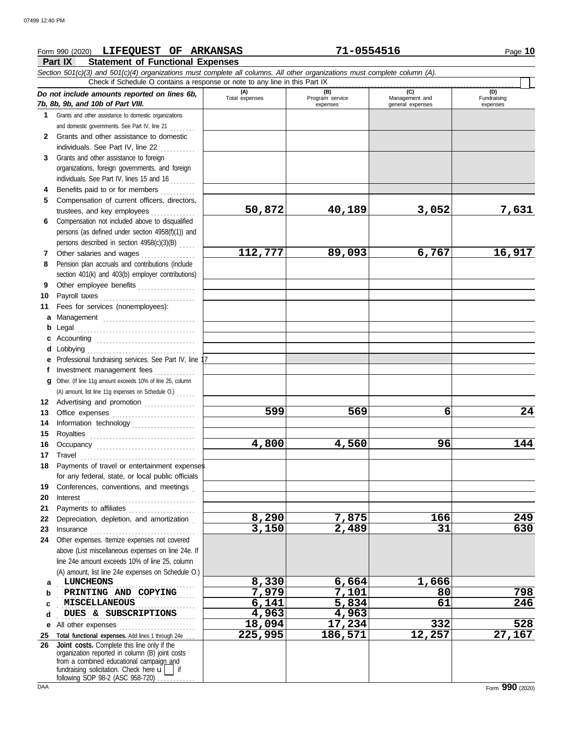Form 990 (2020) **LIFEQUEST OF ARKANSAS** **71-0554516** Page **10**

## Part IX Statement of Functional Expenses

*Section 501(c)(3) and 501(c)(4) organizations must complete all columns. All other organizations must complete column (A).*

Check if Schedule O contains a response or note to any line in this Part IX ☐

| *Do not include amounts reported on lines 6b, 7b, 8b, 9b, and 10b of Part VIII.* | (A) Total expenses | (B) Program service expenses | (C) Management and general expenses | (D) Fundraising expenses |
|---|---|---|---|---|
| **1** Grants and other assistance to domestic organizations and domestic governments. See Part IV, line 21 | | | | |
| **2** Grants and other assistance to domestic individuals. See Part IV, line 22 | | | | |
| **3** Grants and other assistance to foreign organizations, foreign governments, and foreign individuals. See Part IV, lines 15 and 16 | | | | |
| **4** Benefits paid to or for members | | | | |
| **5** Compensation of current officers, directors, trustees, and key employees | 50,872 | 40,189 | 3,052 | 7,631 |
| **6** Compensation not included above to disqualified persons (as defined under section 4958(f)(1)) and persons described in section 4958(c)(3)(B) | | | | |
| **7** Other salaries and wages | 112,777 | 89,093 | 6,767 | 16,917 |
| **8** Pension plan accruals and contributions (include section 401(k) and 403(b) employer contributions) | | | | |
| **9** Other employee benefits | | | | |
| **10** Payroll taxes | | | | |
| **11** Fees for services (nonemployees): | | | | |
| **a** Management | | | | |
| **b** Legal | | | | |
| **c** Accounting | | | | |
| **d** Lobbying | | | | |
| **e** Professional fundraising services. See Part IV, line 17 | | | | |
| **f** Investment management fees | | | | |
| **g** Other. (If line 11g amount exceeds 10% of line 25, column (A) amount, list line 11g expenses on Schedule O.) | | | | |
| **12** Advertising and promotion | | | | |
| **13** Office expenses | 599 | 569 | 6 | 24 |
| **14** Information technology | | | | |
| **15** Royalties | | | | |
| **16** Occupancy | 4,800 | 4,560 | 96 | 144 |
| **17** Travel | | | | |
| **18** Payments of travel or entertainment expenses for any federal, state, or local public officials | | | | |
| **19** Conferences, conventions, and meetings | | | | |
| **20** Interest | | | | |
| **21** Payments to affiliates | | | | |
| **22** Depreciation, depletion, and amortization | 8,290 | 7,875 | 166 | 249 |
| **23** Insurance | 3,150 | 2,489 | 31 | 630 |
| **24** Other expenses. Itemize expenses not covered above (List miscellaneous expenses on line 24e. If line 24e amount exceeds 10% of line 25, column (A) amount, list line 24e expenses on Schedule O.) | | | | |
| **a** LUNCHEONS | 8,330 | 6,664 | 1,666 | |
| **b** PRINTING AND COPYING | 7,979 | 7,101 | 80 | 798 |
| **c** MISCELLANEOUS | 6,141 | 5,834 | 61 | 246 |
| **d** DUES & SUBSCRIPTIONS | 4,963 | 4,963 | | |
| **e** All other expenses | 18,094 | 17,234 | 332 | 528 |
| **25** **Total functional expenses.** Add lines 1 through 24e | 225,995 | 186,571 | 12,257 | 27,167 |
| **26** **Joint costs.** Complete this line only if the organization reported in column (B) joint costs from a combined educational campaign and fundraising solicitation. Check here ☐ if following SOP 98-2 (ASC 958-720) | | | | |

DAA Form **990** (2020)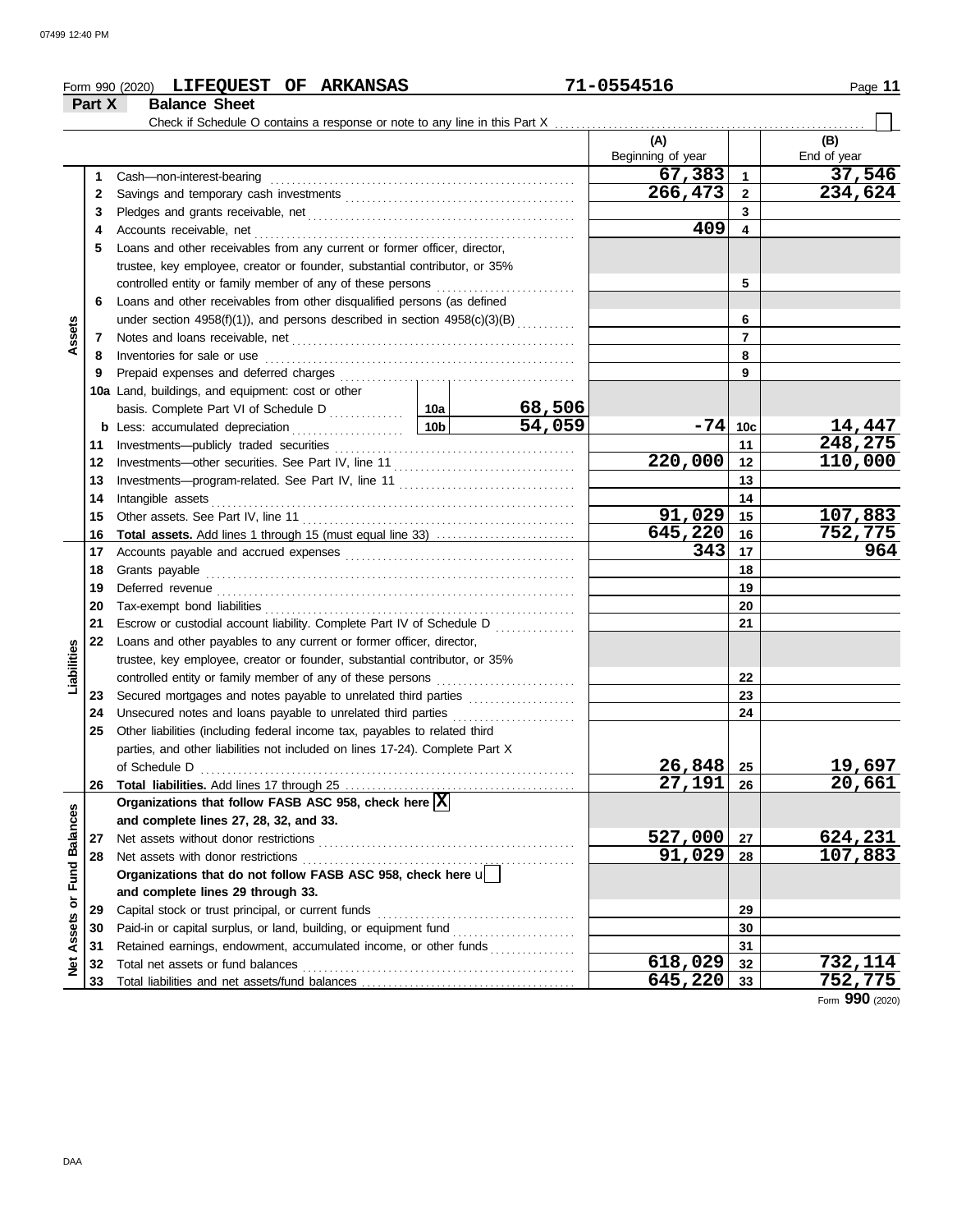Form 990 (2020) **LIFEQUEST OF ARKANSAS** **71-0554516**

## Part X Balance Sheet

Check if Schedule O contains a response or note to any line in this Part X

| | | | | (A) Beginning of year | | (B) End of year |
|---|---|---|---|---|---|---|
| **Assets** | 1 | Cash—non-interest-bearing | | 67,383 | 1 | 37,546 |
| | 2 | Savings and temporary cash investments | | 266,473 | 2 | 234,624 |
| | 3 | Pledges and grants receivable, net | | | 3 | |
| | 4 | Accounts receivable, net | | 409 | 4 | |
| | 5 | Loans and other receivables from any current or former officer, director, trustee, key employee, creator or founder, substantial contributor, or 35% controlled entity or family member of any of these persons | | | 5 | |
| | 6 | Loans and other receivables from other disqualified persons (as defined under section 4958(f)(1)), and persons described in section 4958(c)(3)(B) | | | 6 | |
| | 7 | Notes and loans receivable, net | | | 7 | |
| | 8 | Inventories for sale or use | | | 8 | |
| | 9 | Prepaid expenses and deferred charges | | | 9 | |
| | 10a | Land, buildings, and equipment: cost or other basis. Complete Part VI of Schedule D | 10a 68,506 | | | |
| | b | Less: accumulated depreciation | 10b 54,059 | -74 | 10c | 14,447 |
| | 11 | Investments—publicly traded securities | | | 11 | 248,275 |
| | 12 | Investments—other securities. See Part IV, line 11 | | 220,000 | 12 | 110,000 |
| | 13 | Investments—program-related. See Part IV, line 11 | | | 13 | |
| | 14 | Intangible assets | | | 14 | |
| | 15 | Other assets. See Part IV, line 11 | | 91,029 | 15 | 107,883 |
| | 16 | **Total assets.** Add lines 1 through 15 (must equal line 33) | | 645,220 | 16 | 752,775 |
| **Liabilities** | 17 | Accounts payable and accrued expenses | | 343 | 17 | 964 |
| | 18 | Grants payable | | | 18 | |
| | 19 | Deferred revenue | | | 19 | |
| | 20 | Tax-exempt bond liabilities | | | 20 | |
| | 21 | Escrow or custodial account liability. Complete Part IV of Schedule D | | | 21 | |
| | 22 | Loans and other payables to any current or former officer, director, trustee, key employee, creator or founder, substantial contributor, or 35% controlled entity or family member of any of these persons | | | 22 | |
| | 23 | Secured mortgages and notes payable to unrelated third parties | | | 23 | |
| | 24 | Unsecured notes and loans payable to unrelated third parties | | | 24 | |
| | 25 | Other liabilities (including federal income tax, payables to related third parties, and other liabilities not included on lines 17-24). Complete Part X of Schedule D | | 26,848 | 25 | 19,697 |
| | 26 | **Total liabilities.** Add lines 17 through 25 | | 27,191 | 26 | 20,661 |
| **Net Assets or Fund Balances** | | **Organizations that follow FASB ASC 958, check here** [X] **and complete lines 27, 28, 32, and 33.** | | | | |
| | 27 | Net assets without donor restrictions | | 527,000 | 27 | 624,231 |
| | 28 | Net assets with donor restrictions | | 91,029 | 28 | 107,883 |
| | | **Organizations that do not follow FASB ASC 958, check here** [ ] **and complete lines 29 through 33.** | | | | |
| | 29 | Capital stock or trust principal, or current funds | | | 29 | |
| | 30 | Paid-in or capital surplus, or land, building, or equipment fund | | | 30 | |
| | 31 | Retained earnings, endowment, accumulated income, or other funds | | | 31 | |
| | 32 | Total net assets or fund balances | | 618,029 | 32 | 732,114 |
| | 33 | Total liabilities and net assets/fund balances | | 645,220 | 33 | 752,775 |

Form **990** (2020)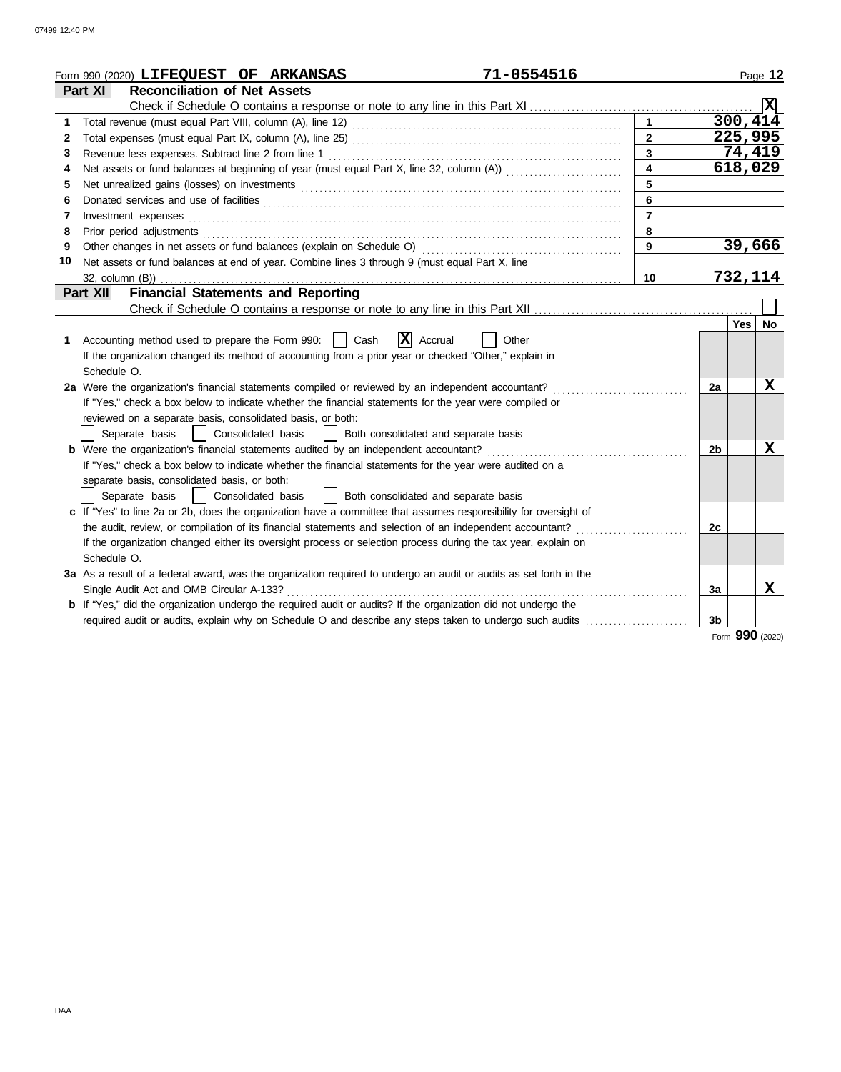Form 990 (2020) **LIFEQUEST OF ARKANSAS** **71-0554516** Page **12**

## Part XI Reconciliation of Net Assets

Check if Schedule O contains a response or note to any line in this Part XI .......... [X]

| | | | |
|---|---|---|---|
| 1 | Total revenue (must equal Part VIII, column (A), line 12) | 1 | 300,414 |
| 2 | Total expenses (must equal Part IX, column (A), line 25) | 2 | 225,995 |
| 3 | Revenue less expenses. Subtract line 2 from line 1 | 3 | 74,419 |
| 4 | Net assets or fund balances at beginning of year (must equal Part X, line 32, column (A)) | 4 | 618,029 |
| 5 | Net unrealized gains (losses) on investments | 5 | |
| 6 | Donated services and use of facilities | 6 | |
| 7 | Investment expenses | 7 | |
| 8 | Prior period adjustments | 8 | |
| 9 | Other changes in net assets or fund balances (explain on Schedule O) | 9 | 39,666 |
| 10 | Net assets or fund balances at end of year. Combine lines 3 through 9 (must equal Part X, line 32, column (B)) | 10 | 732,114 |

## Part XII Financial Statements and Reporting

Check if Schedule O contains a response or note to any line in this Part XII .......... [ ]

| | | | Yes | No |
|---|---|---|---|---|
| 1 | Accounting method used to prepare the Form 990: [ ] Cash [X] Accrual [ ] Other ______ If the organization changed its method of accounting from a prior year or checked "Other," explain in Schedule O. | | | |
| 2a | Were the organization's financial statements compiled or reviewed by an independent accountant? If "Yes," check a box below to indicate whether the financial statements for the year were compiled or reviewed on a separate basis, consolidated basis, or both: [ ] Separate basis [ ] Consolidated basis [ ] Both consolidated and separate basis | 2a | | X |
| b | Were the organization's financial statements audited by an independent accountant? If "Yes," check a box below to indicate whether the financial statements for the year were audited on a separate basis, consolidated basis, or both: [ ] Separate basis [ ] Consolidated basis [ ] Both consolidated and separate basis | 2b | | X |
| c | If "Yes" to line 2a or 2b, does the organization have a committee that assumes responsibility for oversight of the audit, review, or compilation of its financial statements and selection of an independent accountant? If the organization changed either its oversight process or selection process during the tax year, explain on Schedule O. | 2c | | |
| 3a | As a result of a federal award, was the organization required to undergo an audit or audits as set forth in the Single Audit Act and OMB Circular A-133? | 3a | | X |
| b | If "Yes," did the organization undergo the required audit or audits? If the organization did not undergo the required audit or audits, explain why on Schedule O and describe any steps taken to undergo such audits | 3b | | |

Form **990** (2020)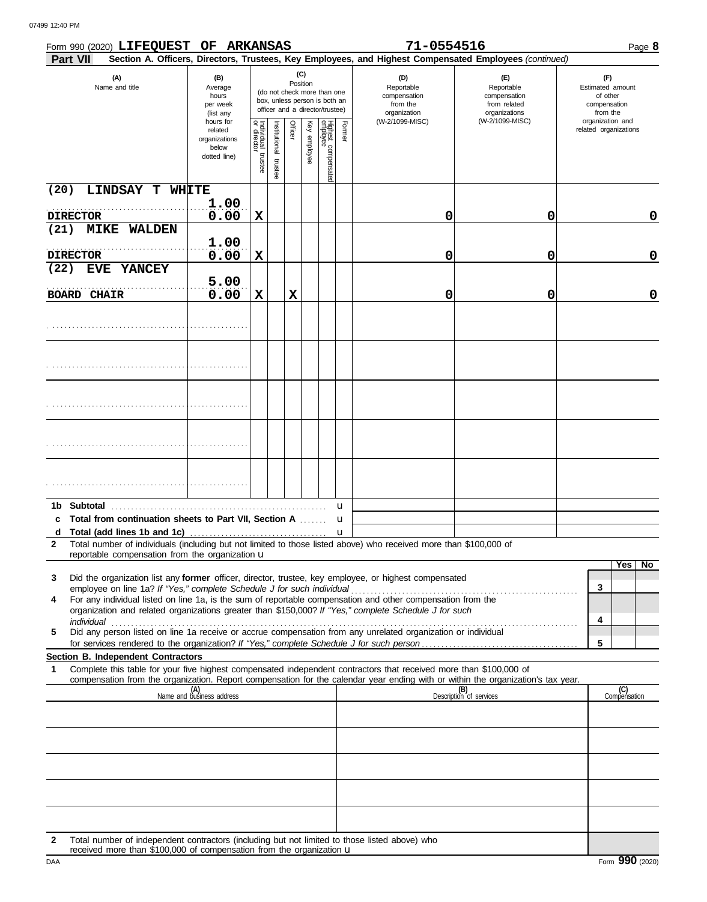Form 990 (2020) **LIFEQUEST OF ARKANSAS** **71-0554516** Page **8**

**Part VII** **Section A. Officers, Directors, Trustees, Key Employees, and Highest Compensated Employees** *(continued)*

| (A) Name and title | (B) Average hours per week (list any hours for related organizations below dotted line) | (C) Position (do not check more than one box, unless person is both an officer and a director/trustee) | | | | | | (D) Reportable compensation from the organization (W-2/1099-MISC) | (E) Reportable compensation from related organizations (W-2/1099-MISC) | (F) Estimated amount of other compensation from the organization and related organizations |
|---|---|---|---|---|---|---|---|---|---|---|
| | | Individual trustee or director | Institutional trustee | Officer | Key employee | Highest compensated employee | Former | | | |
| (20) LINDSAY T WHITE<br>DIRECTOR | 1.00<br>0.00 | X | | | | | | 0 | 0 | 0 |
| (21) MIKE WALDEN<br>DIRECTOR | 1.00<br>0.00 | X | | | | | | 0 | 0 | 0 |
| (22) EVE YANCEY<br>BOARD CHAIR | 5.00<br>0.00 | X | | X | | | | 0 | 0 | 0 |
| | | | | | | | | | | |
| | | | | | | | | | | |
| | | | | | | | | | | |
| | | | | | | | | | | |
| | | | | | | | | | | |

**1b Subtotal** . . . . . . . . . . u

**c Total from continuation sheets to Part VII, Section A** . . . . u

**d Total (add lines 1b and 1c)** . . . . . . . . u

**2** Total number of individuals (including but not limited to those listed above) who received more than $100,000 of reportable compensation from the organization u

| | | Yes | No |
|---|---|---|---|
| **3** Did the organization list any **former** officer, director, trustee, key employee, or highest compensated employee on line 1a? *If "Yes," complete Schedule J for such individual* | 3 | | |
| **4** For any individual listed on line 1a, is the sum of reportable compensation and other compensation from the organization and related organizations greater than $150,000? *If "Yes," complete Schedule J for such individual* | 4 | | |
| **5** Did any person listed on line 1a receive or accrue compensation from any unrelated organization or individual for services rendered to the organization? *If "Yes," complete Schedule J for such person* | 5 | | |

**Section B. Independent Contractors**

**1** Complete this table for your five highest compensated independent contractors that received more than $100,000 of compensation from the organization. Report compensation for the calendar year ending with or within the organization's tax year.

| (A) Name and business address | (B) Description of services | (C) Compensation |
|---|---|---|
| | | |
| | | |
| | | |
| | | |
| | | |

**2** Total number of independent contractors (including but not limited to those listed above) who received more than $100,000 of compensation from the organization u

Form **990** (2020)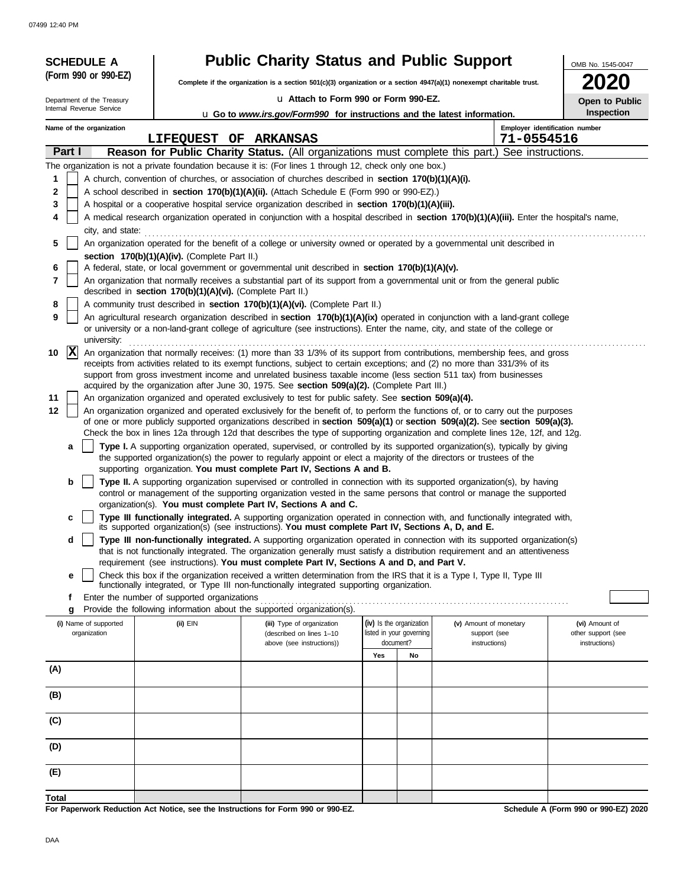# SCHEDULE A (Form 990 or 990-EZ)

Department of the Treasury
Internal Revenue Service

## Public Charity Status and Public Support

**Complete if the organization is a section 501(c)(3) organization or a section 4947(a)(1) nonexempt charitable trust.**

u Attach to Form 990 or Form 990-EZ.

u Go to *www.irs.gov/Form990* for instructions and the latest information.

OMB No. 1545-0047

**2020**

**Open to Public Inspection**

Name of the organization: LIFEQUEST OF ARKANSAS

Employer identification number: 71-0554516

**Part I** **Reason for Public Charity Status.** (All organizations must complete this part.) See instructions.

The organization is not a private foundation because it is: (For lines 1 through 12, check only one box.)

1 [ ] A church, convention of churches, or association of churches described in **section 170(b)(1)(A)(i).**

2 [ ] A school described in **section 170(b)(1)(A)(ii).** (Attach Schedule E (Form 990 or 990-EZ).)

3 [ ] A hospital or a cooperative hospital service organization described in **section 170(b)(1)(A)(iii).**

4 [ ] A medical research organization operated in conjunction with a hospital described in **section 170(b)(1)(A)(iii).** Enter the hospital's name, city, and state:

5 [ ] An organization operated for the benefit of a college or university owned or operated by a governmental unit described in **section 170(b)(1)(A)(iv).** (Complete Part II.)

6 [ ] A federal, state, or local government or governmental unit described in **section 170(b)(1)(A)(v).**

7 [ ] An organization that normally receives a substantial part of its support from a governmental unit or from the general public described in **section 170(b)(1)(A)(vi).** (Complete Part II.)

8 [ ] A community trust described in **section 170(b)(1)(A)(vi).** (Complete Part II.)

9 [ ] An agricultural research organization described in **section 170(b)(1)(A)(ix)** operated in conjunction with a land-grant college or university or a non-land-grant college of agriculture (see instructions). Enter the name, city, and state of the college or university:

10 [X] An organization that normally receives: (1) more than 33 1/3% of its support from contributions, membership fees, and gross receipts from activities related to its exempt functions, subject to certain exceptions; and (2) no more than 331/3% of its support from gross investment income and unrelated business taxable income (less section 511 tax) from businesses acquired by the organization after June 30, 1975. See **section 509(a)(2).** (Complete Part III.)

11 [ ] An organization organized and operated exclusively to test for public safety. See **section 509(a)(4).**

12 [ ] An organization organized and operated exclusively for the benefit of, to perform the functions of, or to carry out the purposes of one or more publicly supported organizations described in **section 509(a)(1)** or **section 509(a)(2).** See **section 509(a)(3).** Check the box in lines 12a through 12d that describes the type of supporting organization and complete lines 12e, 12f, and 12g.

a [ ] **Type I.** A supporting organization operated, supervised, or controlled by its supported organization(s), typically by giving the supported organization(s) the power to regularly appoint or elect a majority of the directors or trustees of the supporting organization. **You must complete Part IV, Sections A and B.**

b [ ] **Type II.** A supporting organization supervised or controlled in connection with its supported organization(s), by having control or management of the supporting organization vested in the same persons that control or manage the supported organization(s). **You must complete Part IV, Sections A and C.**

c [ ] **Type III functionally integrated.** A supporting organization operated in connection with, and functionally integrated with, its supported organization(s) (see instructions). **You must complete Part IV, Sections A, D, and E.**

d [ ] **Type III non-functionally integrated.** A supporting organization operated in connection with its supported organization(s) that is not functionally integrated. The organization generally must satisfy a distribution requirement and an attentiveness requirement (see instructions). **You must complete Part IV, Sections A and D, and Part V.**

e [ ] Check this box if the organization received a written determination from the IRS that it is a Type I, Type II, Type III functionally integrated, or Type III non-functionally integrated supporting organization.

f Enter the number of supported organizations

g Provide the following information about the supported organization(s).

| (i) Name of supported organization | (ii) EIN | (iii) Type of organization (described on lines 1–10 above (see instructions)) | (iv) Is the organization listed in your governing document? Yes | No | (v) Amount of monetary support (see instructions) | (vi) Amount of other support (see instructions) |
|---|---|---|---|---|---|---|
| (A) | | | | | | |
| (B) | | | | | | |
| (C) | | | | | | |
| (D) | | | | | | |
| (E) | | | | | | |
| Total | | | | | | |

**For Paperwork Reduction Act Notice, see the Instructions for Form 990 or 990-EZ.**

**Schedule A (Form 990 or 990-EZ) 2020**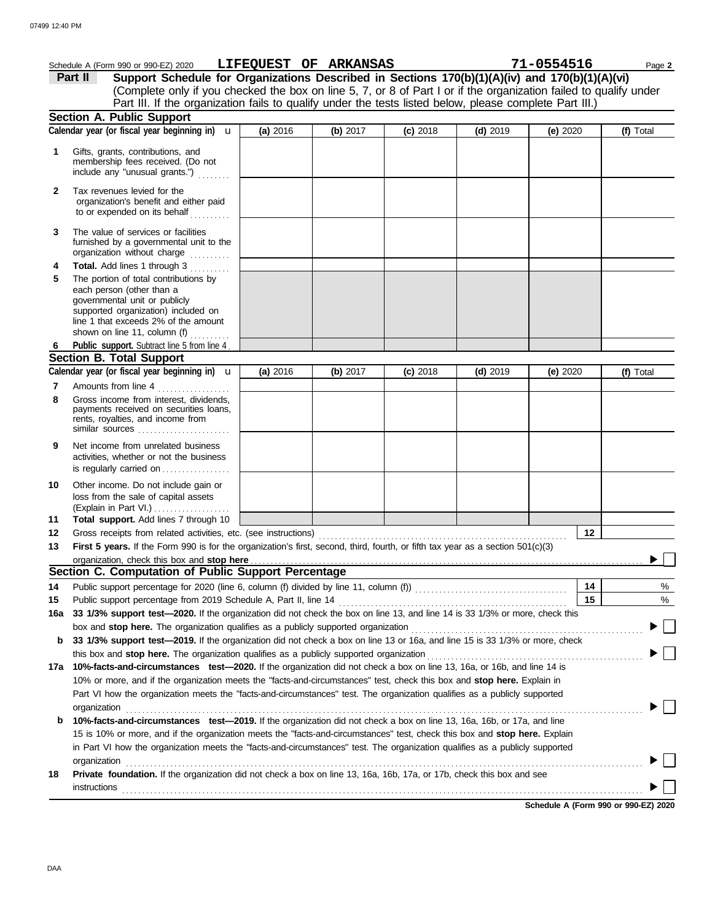Schedule A (Form 990 or 990-EZ) 2020 **LIFEQUEST OF ARKANSAS** **71-0554516** Page **2**

**Part II** **Support Schedule for Organizations Described in Sections 170(b)(1)(A)(iv) and 170(b)(1)(A)(vi)**
(Complete only if you checked the box on line 5, 7, or 8 of Part I or if the organization failed to qualify under Part III. If the organization fails to qualify under the tests listed below, please complete Part III.)

## Section A. Public Support

| Calendar year (or fiscal year beginning in) | (a) 2016 | (b) 2017 | (c) 2018 | (d) 2019 | (e) 2020 | (f) Total |
|---|---|---|---|---|---|---|
| **1** Gifts, grants, contributions, and membership fees received. (Do not include any "unusual grants.") | | | | | | |
| **2** Tax revenues levied for the organization's benefit and either paid to or expended on its behalf | | | | | | |
| **3** The value of services or facilities furnished by a governmental unit to the organization without charge | | | | | | |
| **4** **Total.** Add lines 1 through 3 | | | | | | |
| **5** The portion of total contributions by each person (other than a governmental unit or publicly supported organization) included on line 1 that exceeds 2% of the amount shown on line 11, column (f) | | | | | | |
| **6** **Public support.** Subtract line 5 from line 4 | | | | | | |

## Section B. Total Support

| Calendar year (or fiscal year beginning in) | (a) 2016 | (b) 2017 | (c) 2018 | (d) 2019 | (e) 2020 | (f) Total |
|---|---|---|---|---|---|---|
| **7** Amounts from line 4 | | | | | | |
| **8** Gross income from interest, dividends, payments received on securities loans, rents, royalties, and income from similar sources | | | | | | |
| **9** Net income from unrelated business activities, whether or not the business is regularly carried on | | | | | | |
| **10** Other income. Do not include gain or loss from the sale of capital assets (Explain in Part VI.) | | | | | | |
| **11** **Total support.** Add lines 7 through 10 | | | | | | |

**12** Gross receipts from related activities, etc. (see instructions) **12**

**13** **First 5 years.** If the Form 990 is for the organization's first, second, third, fourth, or fifth tax year as a section 501(c)(3) organization, check this box and **stop here** ▶ ☐

## Section C. Computation of Public Support Percentage

**14** Public support percentage for 2020 (line 6, column (f) divided by line 11, column (f)) **14** %

**15** Public support percentage from 2019 Schedule A, Part II, line 14 **15** %

**16a** **33 1/3% support test—2020.** If the organization did not check the box on line 13, and line 14 is 33 1/3% or more, check this box and **stop here.** The organization qualifies as a publicly supported organization ▶ ☐

**b** **33 1/3% support test—2019.** If the organization did not check a box on line 13 or 16a, and line 15 is 33 1/3% or more, check this box and **stop here.** The organization qualifies as a publicly supported organization ▶ ☐

**17a** **10%-facts-and-circumstances test—2020.** If the organization did not check a box on line 13, 16a, or 16b, and line 14 is 10% or more, and if the organization meets the "facts-and-circumstances" test, check this box and **stop here.** Explain in Part VI how the organization meets the "facts-and-circumstances" test. The organization qualifies as a publicly supported organization ▶ ☐

**b** **10%-facts-and-circumstances test—2019.** If the organization did not check a box on line 13, 16a, 16b, or 17a, and line 15 is 10% or more, and if the organization meets the "facts-and-circumstances" test, check this box and **stop here.** Explain in Part VI how the organization meets the "facts-and-circumstances" test. The organization qualifies as a publicly supported organization ▶ ☐

**18** **Private foundation.** If the organization did not check a box on line 13, 16a, 16b, 17a, or 17b, check this box and see instructions ▶ ☐

**Schedule A (Form 990 or 990-EZ) 2020**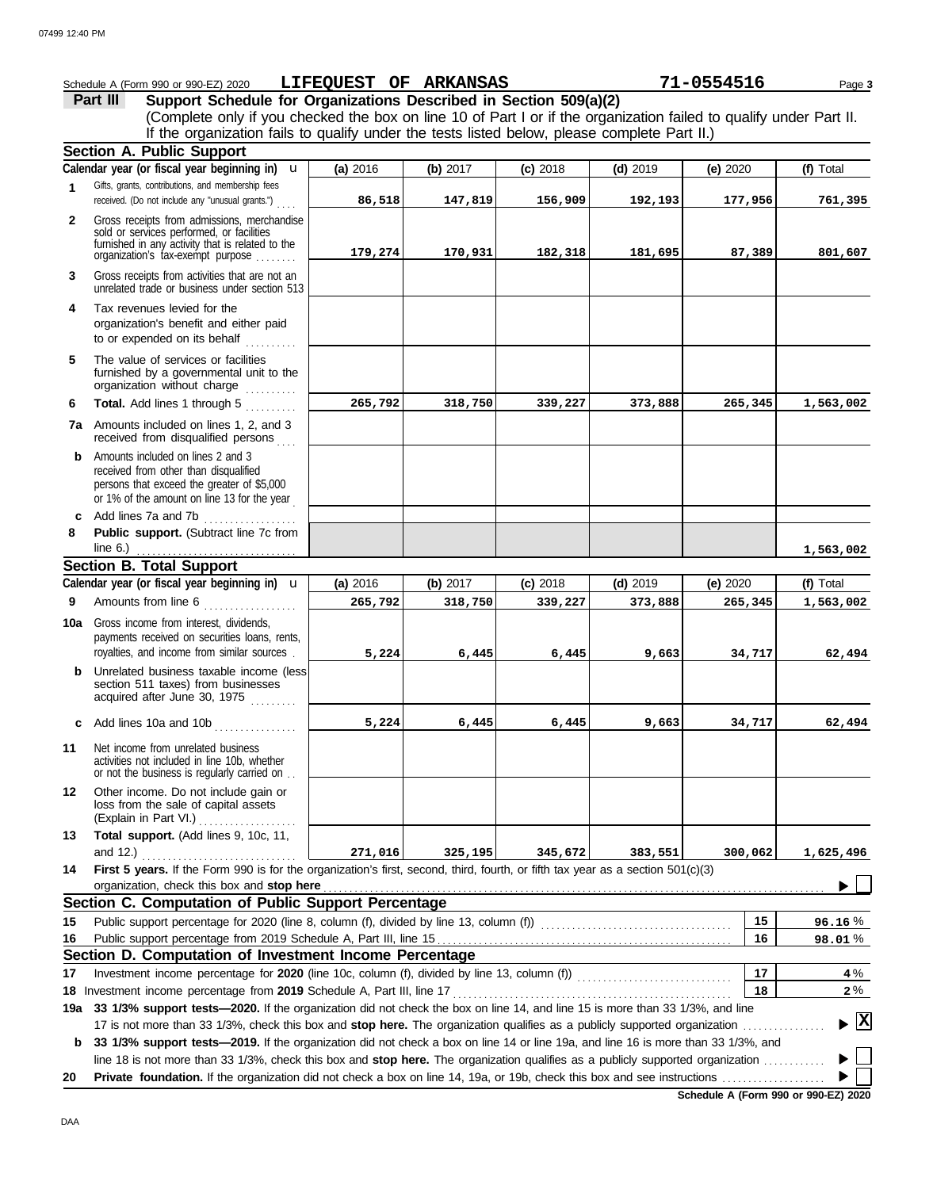Schedule A (Form 990 or 990-EZ) 2020 **LIFEQUEST OF ARKANSAS** **71-0554516** Page **3**

## Part III — Support Schedule for Organizations Described in Section 509(a)(2)

(Complete only if you checked the box on line 10 of Part I or if the organization failed to qualify under Part II. If the organization fails to qualify under the tests listed below, please complete Part II.)

### Section A. Public Support

| Calendar year (or fiscal year beginning in) u | (a) 2016 | (b) 2017 | (c) 2018 | (d) 2019 | (e) 2020 | (f) Total |
|---|---|---|---|---|---|---|
| **1** Gifts, grants, contributions, and membership fees received. (Do not include any "unusual grants.") | 86,518 | 147,819 | 156,909 | 192,193 | 177,956 | 761,395 |
| **2** Gross receipts from admissions, merchandise sold or services performed, or facilities furnished in any activity that is related to the organization's tax-exempt purpose | 179,274 | 170,931 | 182,318 | 181,695 | 87,389 | 801,607 |
| **3** Gross receipts from activities that are not an unrelated trade or business under section 513 | | | | | | |
| **4** Tax revenues levied for the organization's benefit and either paid to or expended on its behalf | | | | | | |
| **5** The value of services or facilities furnished by a governmental unit to the organization without charge | | | | | | |
| **6** **Total.** Add lines 1 through 5 | 265,792 | 318,750 | 339,227 | 373,888 | 265,345 | 1,563,002 |
| **7a** Amounts included on lines 1, 2, and 3 received from disqualified persons | | | | | | |
| **b** Amounts included on lines 2 and 3 received from other than disqualified persons that exceed the greater of $5,000 or 1% of the amount on line 13 for the year | | | | | | |
| **c** Add lines 7a and 7b | | | | | | |
| **8** **Public support.** (Subtract line 7c from line 6.) | | | | | | 1,563,002 |

### Section B. Total Support

| Calendar year (or fiscal year beginning in) u | (a) 2016 | (b) 2017 | (c) 2018 | (d) 2019 | (e) 2020 | (f) Total |
|---|---|---|---|---|---|---|
| **9** Amounts from line 6 | 265,792 | 318,750 | 339,227 | 373,888 | 265,345 | 1,563,002 |
| **10a** Gross income from interest, dividends, payments received on securities loans, rents, royalties, and income from similar sources | 5,224 | 6,445 | 6,445 | 9,663 | 34,717 | 62,494 |
| **b** Unrelated business taxable income (less section 511 taxes) from businesses acquired after June 30, 1975 | | | | | | |
| **c** Add lines 10a and 10b | 5,224 | 6,445 | 6,445 | 9,663 | 34,717 | 62,494 |
| **11** Net income from unrelated business activities not included in line 10b, whether or not the business is regularly carried on | | | | | | |
| **12** Other income. Do not include gain or loss from the sale of capital assets (Explain in Part VI.) | | | | | | |
| **13** **Total support.** (Add lines 9, 10c, 11, and 12.) | 271,016 | 325,195 | 345,672 | 383,551 | 300,062 | 1,625,496 |

**14** **First 5 years.** If the Form 990 is for the organization's first, second, third, fourth, or fifth tax year as a section 501(c)(3) organization, check this box and **stop here** ☐

### Section C. Computation of Public Support Percentage

| | | | |
|---|---|---|---|
| **15** | Public support percentage for 2020 (line 8, column (f), divided by line 13, column (f)) | 15 | 96.16 % |
| **16** | Public support percentage from 2019 Schedule A, Part III, line 15 | 16 | 98.01 % |

### Section D. Computation of Investment Income Percentage

| | | | |
|---|---|---|---|
| **17** | Investment income percentage for **2020** (line 10c, column (f), divided by line 13, column (f)) | 17 | 4 % |
| **18** | Investment income percentage from **2019** Schedule A, Part III, line 17 | 18 | 2 % |

**19a** **33 1/3% support tests—2020.** If the organization did not check the box on line 14, and line 15 is more than 33 1/3%, and line 17 is not more than 33 1/3%, check this box and **stop here.** The organization qualifies as a publicly supported organization ☒

**b** **33 1/3% support tests—2019.** If the organization did not check a box on line 14 or line 19a, and line 16 is more than 33 1/3%, and line 18 is not more than 33 1/3%, check this box and **stop here.** The organization qualifies as a publicly supported organization ☐

**20** **Private foundation.** If the organization did not check a box on line 14, 19a, or 19b, check this box and see instructions ☐

**Schedule A (Form 990 or 990-EZ) 2020**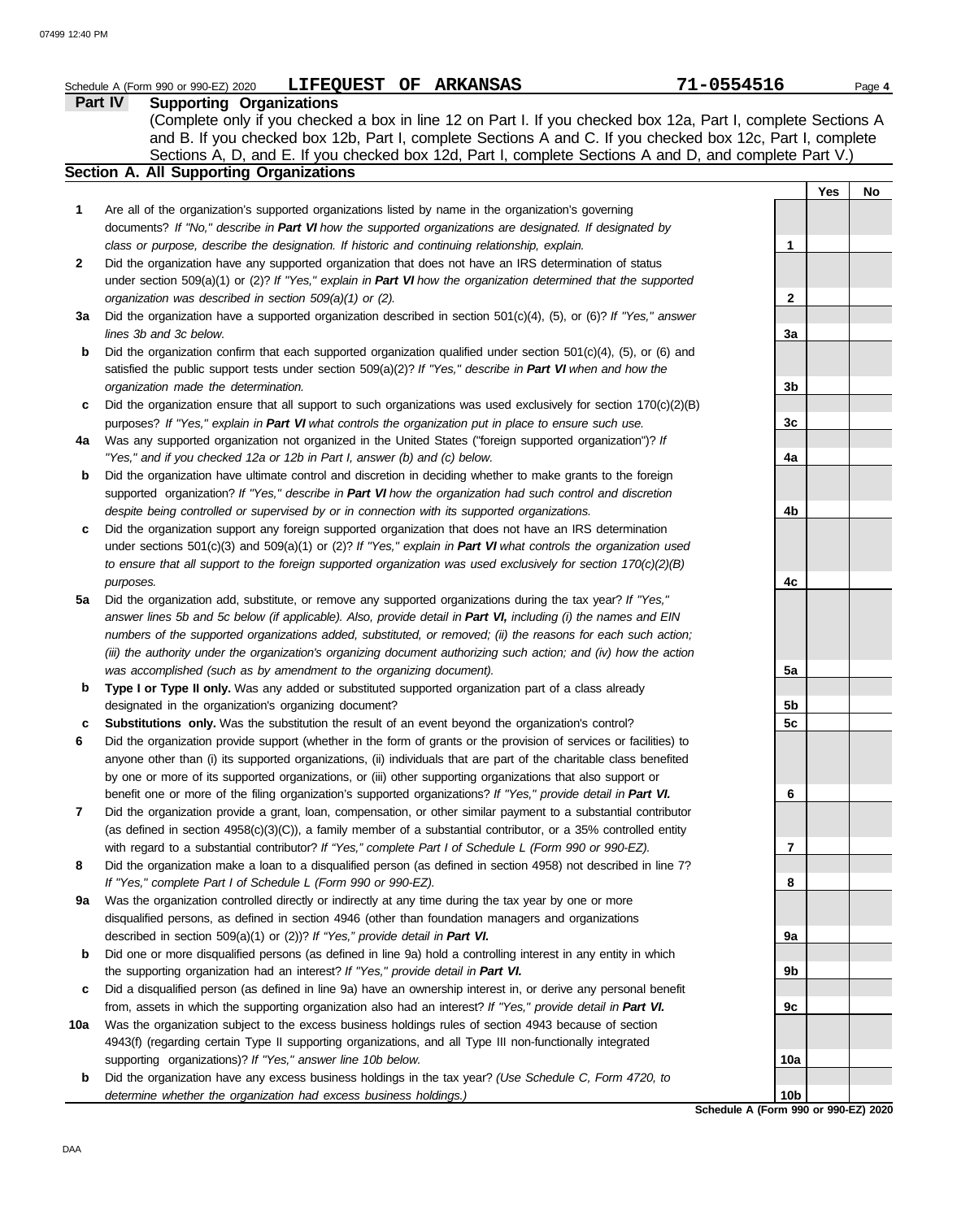Schedule A (Form 990 or 990-EZ) 2020 **LIFEQUEST OF ARKANSAS** 71-0554516

## Part IV Supporting Organizations

(Complete only if you checked a box in line 12 on Part I. If you checked box 12a, Part I, complete Sections A and B. If you checked box 12b, Part I, complete Sections A and C. If you checked box 12c, Part I, complete Sections A, D, and E. If you checked box 12d, Part I, complete Sections A and D, and complete Part V.)

### Section A. All Supporting Organizations

| | | Line | Yes | No |
|---|---|---|---|---|
| 1 | Are all of the organization's supported organizations listed by name in the organization's governing documents? *If "No," describe in **Part VI** how the supported organizations are designated. If designated by class or purpose, describe the designation. If historic and continuing relationship, explain.* | 1 | | |
| 2 | Did the organization have any supported organization that does not have an IRS determination of status under section 509(a)(1) or (2)? *If "Yes," explain in **Part VI** how the organization determined that the supported organization was described in section 509(a)(1) or (2).* | 2 | | |
| 3a | Did the organization have a supported organization described in section 501(c)(4), (5), or (6)? *If "Yes," answer lines 3b and 3c below.* | 3a | | |
| b | Did the organization confirm that each supported organization qualified under section 501(c)(4), (5), or (6) and satisfied the public support tests under section 509(a)(2)? *If "Yes," describe in **Part VI** when and how the organization made the determination.* | 3b | | |
| c | Did the organization ensure that all support to such organizations was used exclusively for section 170(c)(2)(B) purposes? *If "Yes," explain in **Part VI** what controls the organization put in place to ensure such use.* | 3c | | |
| 4a | Was any supported organization not organized in the United States ("foreign supported organization")? *If "Yes," and if you checked 12a or 12b in Part I, answer (b) and (c) below.* | 4a | | |
| b | Did the organization have ultimate control and discretion in deciding whether to make grants to the foreign supported organization? *If "Yes," describe in **Part VI** how the organization had such control and discretion despite being controlled or supervised by or in connection with its supported organizations.* | 4b | | |
| c | Did the organization support any foreign supported organization that does not have an IRS determination under sections 501(c)(3) and 509(a)(1) or (2)? *If "Yes," explain in **Part VI** what controls the organization used to ensure that all support to the foreign supported organization was used exclusively for section 170(c)(2)(B) purposes.* | 4c | | |
| 5a | Did the organization add, substitute, or remove any supported organizations during the tax year? *If "Yes," answer lines 5b and 5c below (if applicable). Also, provide detail in **Part VI,** including (i) the names and EIN numbers of the supported organizations added, substituted, or removed; (ii) the reasons for each such action; (iii) the authority under the organization's organizing document authorizing such action; and (iv) how the action was accomplished (such as by amendment to the organizing document).* | 5a | | |
| b | **Type I or Type II only.** Was any added or substituted supported organization part of a class already designated in the organization's organizing document? | 5b | | |
| c | **Substitutions only.** Was the substitution the result of an event beyond the organization's control? | 5c | | |
| 6 | Did the organization provide support (whether in the form of grants or the provision of services or facilities) to anyone other than (i) its supported organizations, (ii) individuals that are part of the charitable class benefited by one or more of its supported organizations, or (iii) other supporting organizations that also support or benefit one or more of the filing organization's supported organizations? *If "Yes," provide detail in **Part VI.*** | 6 | | |
| 7 | Did the organization provide a grant, loan, compensation, or other similar payment to a substantial contributor (as defined in section 4958(c)(3)(C)), a family member of a substantial contributor, or a 35% controlled entity with regard to a substantial contributor? *If "Yes," complete Part I of Schedule L (Form 990 or 990-EZ).* | 7 | | |
| 8 | Did the organization make a loan to a disqualified person (as defined in section 4958) not described in line 7? *If "Yes," complete Part I of Schedule L (Form 990 or 990-EZ).* | 8 | | |
| 9a | Was the organization controlled directly or indirectly at any time during the tax year by one or more disqualified persons, as defined in section 4946 (other than foundation managers and organizations described in section 509(a)(1) or (2))? *If "Yes," provide detail in **Part VI.*** | 9a | | |
| b | Did one or more disqualified persons (as defined in line 9a) hold a controlling interest in any entity in which the supporting organization had an interest? *If "Yes," provide detail in **Part VI.*** | 9b | | |
| c | Did a disqualified person (as defined in line 9a) have an ownership interest in, or derive any personal benefit from, assets in which the supporting organization also had an interest? *If "Yes," provide detail in **Part VI.*** | 9c | | |
| 10a | Was the organization subject to the excess business holdings rules of section 4943 because of section 4943(f) (regarding certain Type II supporting organizations, and all Type III non-functionally integrated supporting organizations)? *If "Yes," answer line 10b below.* | 10a | | |
| b | Did the organization have any excess business holdings in the tax year? *(Use Schedule C, Form 4720, to determine whether the organization had excess business holdings.)* | 10b | | |

Schedule A (Form 990 or 990-EZ) 2020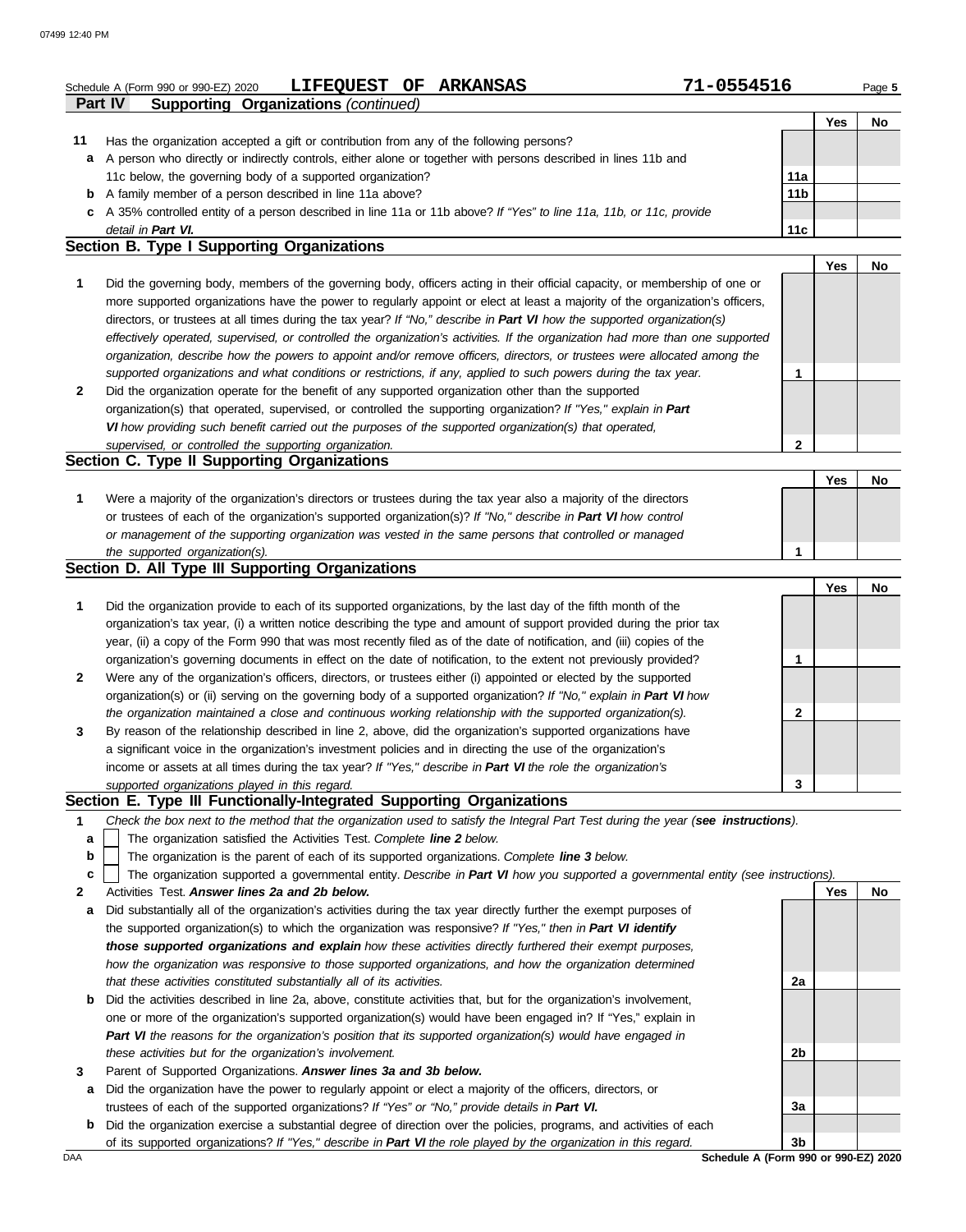Schedule A (Form 990 or 990-EZ) 2020 **LIFEQUEST OF ARKANSAS** **71-0554516**

## Part IV Supporting Organizations *(continued)*

| | | | Yes | No |
|---|---|---|---|---|
| **11** | Has the organization accepted a gift or contribution from any of the following persons? | | | |
| **a** | A person who directly or indirectly controls, either alone or together with persons described in lines 11b and 11c below, the governing body of a supported organization? | 11a | | |
| **b** | A family member of a person described in line 11a above? | 11b | | |
| **c** | A 35% controlled entity of a person described in line 11a or 11b above? *If "Yes" to line 11a, 11b, or 11c, provide detail in* ***Part VI.*** | 11c | | |

### Section B. Type I Supporting Organizations

| | | | Yes | No |
|---|---|---|---|---|
| **1** | Did the governing body, members of the governing body, officers acting in their official capacity, or membership of one or more supported organizations have the power to regularly appoint or elect at least a majority of the organization's officers, directors, or trustees at all times during the tax year? *If "No," describe in* ***Part VI*** *how the supported organization(s) effectively operated, supervised, or controlled the organization's activities. If the organization had more than one supported organization, describe how the powers to appoint and/or remove officers, directors, or trustees were allocated among the supported organizations and what conditions or restrictions, if any, applied to such powers during the tax year.* | 1 | | |
| **2** | Did the organization operate for the benefit of any supported organization other than the supported organization(s) that operated, supervised, or controlled the supporting organization? *If "Yes," explain in* ***Part VI*** *how providing such benefit carried out the purposes of the supported organization(s) that operated, supervised, or controlled the supporting organization.* | 2 | | |

### Section C. Type II Supporting Organizations

| | | | Yes | No |
|---|---|---|---|---|
| **1** | Were a majority of the organization's directors or trustees during the tax year also a majority of the directors or trustees of each of the organization's supported organization(s)? *If "No," describe in* ***Part VI*** *how control or management of the supporting organization was vested in the same persons that controlled or managed the supported organization(s).* | 1 | | |

### Section D. All Type III Supporting Organizations

| | | | Yes | No |
|---|---|---|---|---|
| **1** | Did the organization provide to each of its supported organizations, by the last day of the fifth month of the organization's tax year, (i) a written notice describing the type and amount of support provided during the prior tax year, (ii) a copy of the Form 990 that was most recently filed as of the date of notification, and (iii) copies of the organization's governing documents in effect on the date of notification, to the extent not previously provided? | 1 | | |
| **2** | Were any of the organization's officers, directors, or trustees either (i) appointed or elected by the supported organization(s) or (ii) serving on the governing body of a supported organization? *If "No," explain in* ***Part VI*** *how the organization maintained a close and continuous working relationship with the supported organization(s).* | 2 | | |
| **3** | By reason of the relationship described in line 2, above, did the organization's supported organizations have a significant voice in the organization's investment policies and in directing the use of the organization's income or assets at all times during the tax year? *If "Yes," describe in* ***Part VI*** *the role the organization's supported organizations played in this regard.* | 3 | | |

### Section E. Type III Functionally-Integrated Supporting Organizations

**1** *Check the box next to the method that the organization used to satisfy the Integral Part Test during the year (****see instructions****).*

- **a** ☐ The organization satisfied the Activities Test. *Complete* ***line 2*** *below.*
- **b** ☐ The organization is the parent of each of its supported organizations. *Complete* ***line 3*** *below.*
- **c** ☐ The organization supported a governmental entity. *Describe in* ***Part VI*** *how you supported a governmental entity (see instructions).*

| | | | Yes | No |
|---|---|---|---|---|
| **2** | Activities Test. ***Answer lines 2a and 2b below.*** | | | |
| **a** | Did substantially all of the organization's activities during the tax year directly further the exempt purposes of the supported organization(s) to which the organization was responsive? *If "Yes," then in* ***Part VI identify those supported organizations and explain*** *how these activities directly furthered their exempt purposes, how the organization was responsive to those supported organizations, and how the organization determined that these activities constituted substantially all of its activities.* | 2a | | |
| **b** | Did the activities described in line 2a, above, constitute activities that, but for the organization's involvement, one or more of the organization's supported organization(s) would have been engaged in? If "Yes," explain in ***Part VI*** *the reasons for the organization's position that its supported organization(s) would have engaged in these activities but for the organization's involvement.* | 2b | | |
| **3** | Parent of Supported Organizations. ***Answer lines 3a and 3b below.*** | | | |
| **a** | Did the organization have the power to regularly appoint or elect a majority of the officers, directors, or trustees of each of the supported organizations? *If "Yes" or "No," provide details in* ***Part VI.*** | 3a | | |
| **b** | Did the organization exercise a substantial degree of direction over the policies, programs, and activities of each of its supported organizations? *If "Yes," describe in* ***Part VI*** *the role played by the organization in this regard.* | 3b | | |

**Schedule A (Form 990 or 990-EZ) 2020**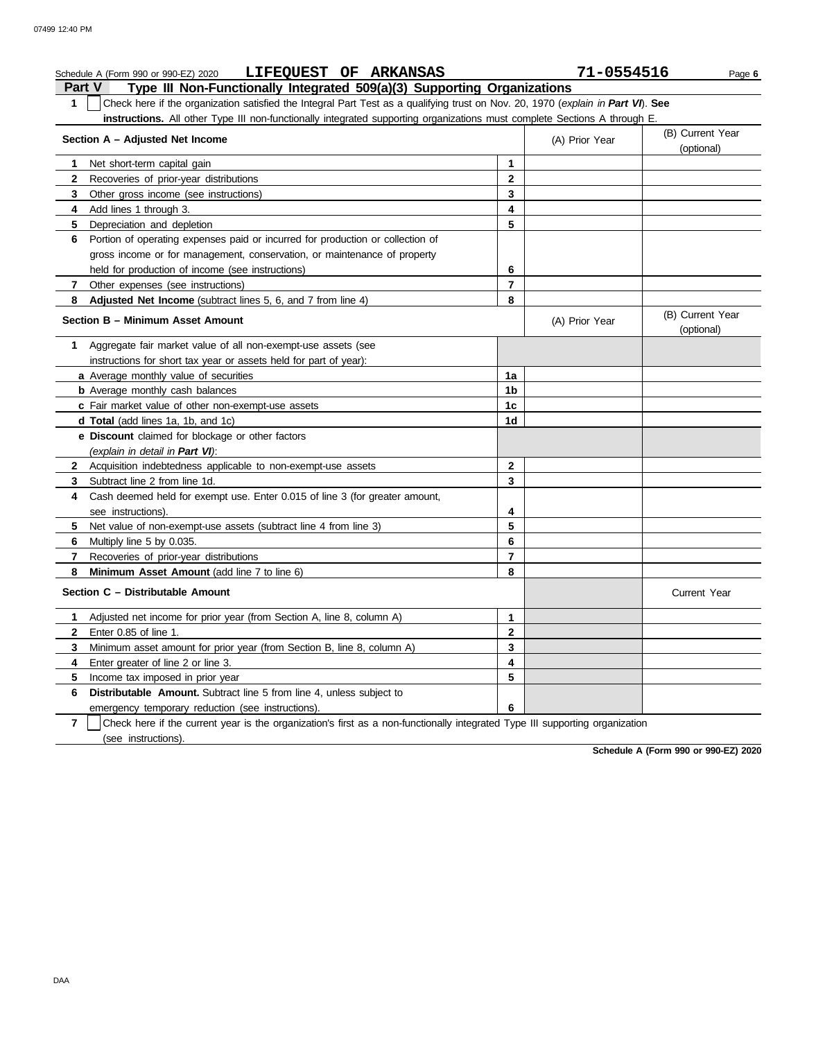Schedule A (Form 990 or 990-EZ) 2020 **LIFEQUEST OF ARKANSAS** **71-0554516**

## Part V Type III Non-Functionally Integrated 509(a)(3) Supporting Organizations

**1** ☐ Check here if the organization satisfied the Integral Part Test as a qualifying trust on Nov. 20, 1970 (*explain in **Part VI***). **See instructions.** All other Type III non-functionally integrated supporting organizations must complete Sections A through E.

| **Section A – Adjusted Net Income** | | (A) Prior Year | (B) Current Year (optional) |
|---|---|---|---|
| **1** Net short-term capital gain | 1 | | |
| **2** Recoveries of prior-year distributions | 2 | | |
| **3** Other gross income (see instructions) | 3 | | |
| **4** Add lines 1 through 3. | 4 | | |
| **5** Depreciation and depletion | 5 | | |
| **6** Portion of operating expenses paid or incurred for production or collection of gross income or for management, conservation, or maintenance of property held for production of income (see instructions) | 6 | | |
| **7** Other expenses (see instructions) | 7 | | |
| **8** **Adjusted Net Income** (subtract lines 5, 6, and 7 from line 4) | 8 | | |

| **Section B – Minimum Asset Amount** | | (A) Prior Year | (B) Current Year (optional) |
|---|---|---|---|
| **1** Aggregate fair market value of all non-exempt-use assets (see instructions for short tax year or assets held for part of year): | | | |
| **a** Average monthly value of securities | 1a | | |
| **b** Average monthly cash balances | 1b | | |
| **c** Fair market value of other non-exempt-use assets | 1c | | |
| **d Total** (add lines 1a, 1b, and 1c) | 1d | | |
| **e Discount** claimed for blockage or other factors (*explain in detail in **Part VI***): | | | |
| **2** Acquisition indebtedness applicable to non-exempt-use assets | 2 | | |
| **3** Subtract line 2 from line 1d. | 3 | | |
| **4** Cash deemed held for exempt use. Enter 0.015 of line 3 (for greater amount, see instructions). | 4 | | |
| **5** Net value of non-exempt-use assets (subtract line 4 from line 3) | 5 | | |
| **6** Multiply line 5 by 0.035. | 6 | | |
| **7** Recoveries of prior-year distributions | 7 | | |
| **8** **Minimum Asset Amount** (add line 7 to line 6) | 8 | | |

| **Section C – Distributable Amount** | | | Current Year |
|---|---|---|---|
| **1** Adjusted net income for prior year (from Section A, line 8, column A) | 1 | | |
| **2** Enter 0.85 of line 1. | 2 | | |
| **3** Minimum asset amount for prior year (from Section B, line 8, column A) | 3 | | |
| **4** Enter greater of line 2 or line 3. | 4 | | |
| **5** Income tax imposed in prior year | 5 | | |
| **6** **Distributable Amount.** Subtract line 5 from line 4, unless subject to emergency temporary reduction (see instructions). | 6 | | |

**7** ☐ Check here if the current year is the organization's first as a non-functionally integrated Type III supporting organization (see instructions).

**Schedule A (Form 990 or 990-EZ) 2020**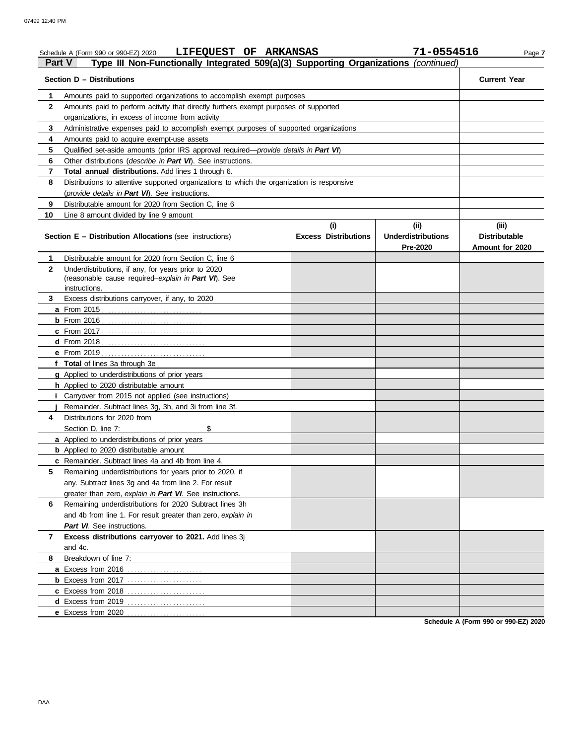Schedule A (Form 990 or 990-EZ) 2020 **LIFEQUEST OF ARKANSAS** **71-0554516** Page **7**

## Part V Type III Non-Functionally Integrated 509(a)(3) Supporting Organizations *(continued)*

| **Section D – Distributions** | | **Current Year** |
|---|---|---|
| **1** | Amounts paid to supported organizations to accomplish exempt purposes | |
| **2** | Amounts paid to perform activity that directly furthers exempt purposes of supported organizations, in excess of income from activity | |
| **3** | Administrative expenses paid to accomplish exempt purposes of supported organizations | |
| **4** | Amounts paid to acquire exempt-use assets | |
| **5** | Qualified set-aside amounts (prior IRS approval required—*provide details in **Part VI***) | |
| **6** | Other distributions (*describe in **Part VI***). See instructions. | |
| **7** | **Total annual distributions.** Add lines 1 through 6. | |
| **8** | Distributions to attentive supported organizations to which the organization is responsive (*provide details in **Part VI***). See instructions. | |
| **9** | Distributable amount for 2020 from Section C, line 6 | |
| **10** | Line 8 amount divided by line 9 amount | |

| **Section E – Distribution Allocations** (see instructions) | | **(i) Excess Distributions** | **(ii) Underdistributions Pre-2020** | **(iii) Distributable Amount for 2020** |
|---|---|---|---|---|
| **1** | Distributable amount for 2020 from Section C, line 6 | | | |
| **2** | Underdistributions, if any, for years prior to 2020 (reasonable cause required–*explain in **Part VI***). See instructions. | | | |
| **3** | Excess distributions carryover, if any, to 2020 | | | |
| **a** | From 2015 | | | |
| **b** | From 2016 | | | |
| **c** | From 2017 | | | |
| **d** | From 2018 | | | |
| **e** | From 2019 | | | |
| **f** | **Total** of lines 3a through 3e | | | |
| **g** | Applied to underdistributions of prior years | | | |
| **h** | Applied to 2020 distributable amount | | | |
| **i** | Carryover from 2015 not applied (see instructions) | | | |
| **j** | Remainder. Subtract lines 3g, 3h, and 3i from line 3f. | | | |
| **4** | Distributions for 2020 from Section D, line 7: $ | | | |
| **a** | Applied to underdistributions of prior years | | | |
| **b** | Applied to 2020 distributable amount | | | |
| **c** | Remainder. Subtract lines 4a and 4b from line 4. | | | |
| **5** | Remaining underdistributions for years prior to 2020, if any. Subtract lines 3g and 4a from line 2. For result greater than zero, *explain in **Part VI***. See instructions. | | | |
| **6** | Remaining underdistributions for 2020 Subtract lines 3h and 4b from line 1. For result greater than zero, *explain in **Part VI***. See instructions. | | | |
| **7** | **Excess distributions carryover to 2021.** Add lines 3j and 4c. | | | |
| **8** | Breakdown of line 7: | | | |
| **a** | Excess from 2016 | | | |
| **b** | Excess from 2017 | | | |
| **c** | Excess from 2018 | | | |
| **d** | Excess from 2019 | | | |
| **e** | Excess from 2020 | | | |

**Schedule A (Form 990 or 990-EZ) 2020**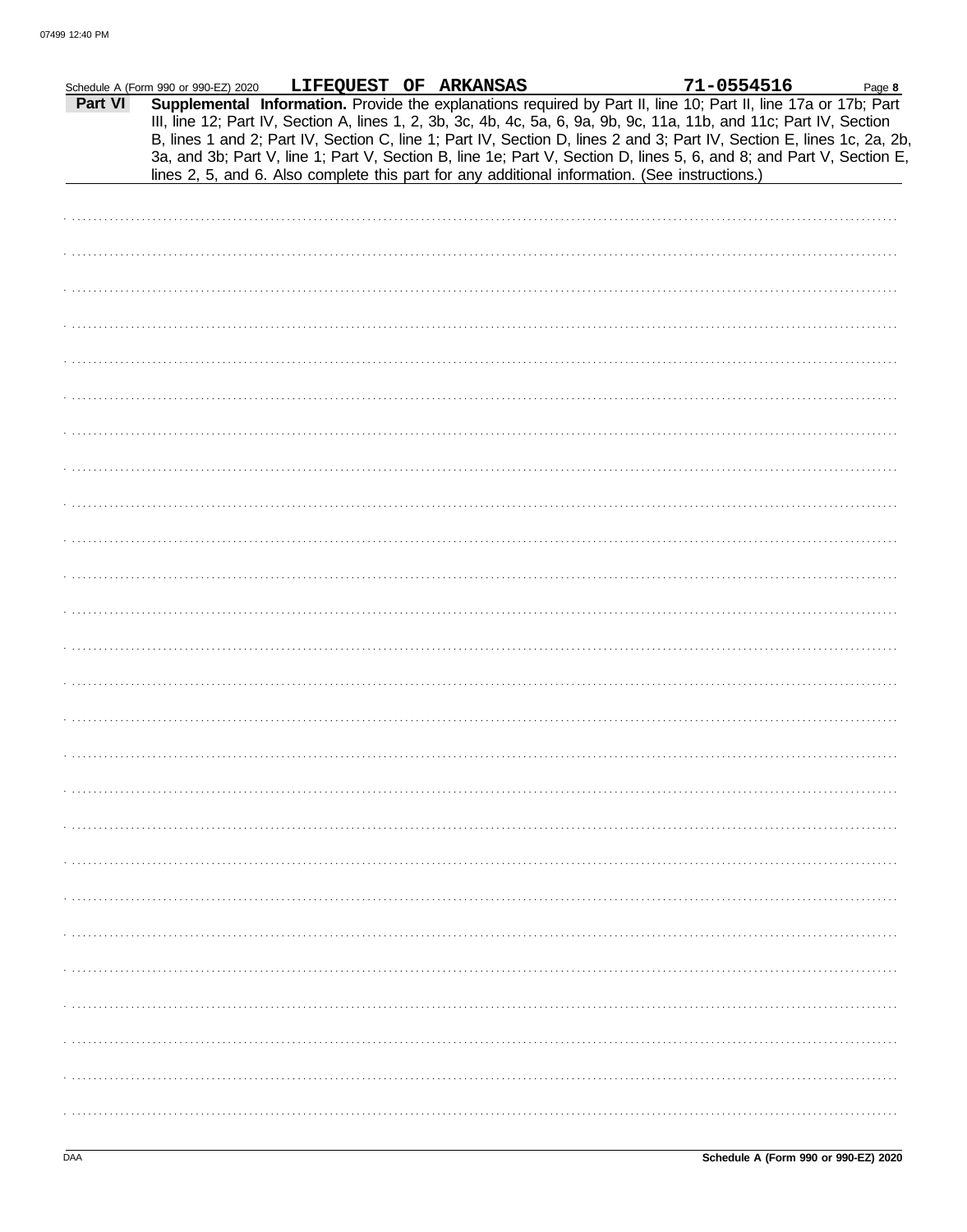Schedule A (Form 990 or 990-EZ) 2020 LIFEQUEST OF ARKANSAS 71-0554516 Page 8

**Part VI** **Supplemental Information.** Provide the explanations required by Part II, line 10; Part II, line 17a or 17b; Part III, line 12; Part IV, Section A, lines 1, 2, 3b, 3c, 4b, 4c, 5a, 6, 9a, 9b, 9c, 11a, 11b, and 11c; Part IV, Section B, lines 1 and 2; Part IV, Section C, line 1; Part IV, Section D, lines 2 and 3; Part IV, Section E, lines 1c, 2a, 2b, 3a, and 3b; Part V, line 1; Part V, Section B, line 1e; Part V, Section D, lines 5, 6, and 8; and Part V, Section E, lines 2, 5, and 6. Also complete this part for any additional information. (See instructions.)

DAA

**Schedule A (Form 990 or 990-EZ) 2020**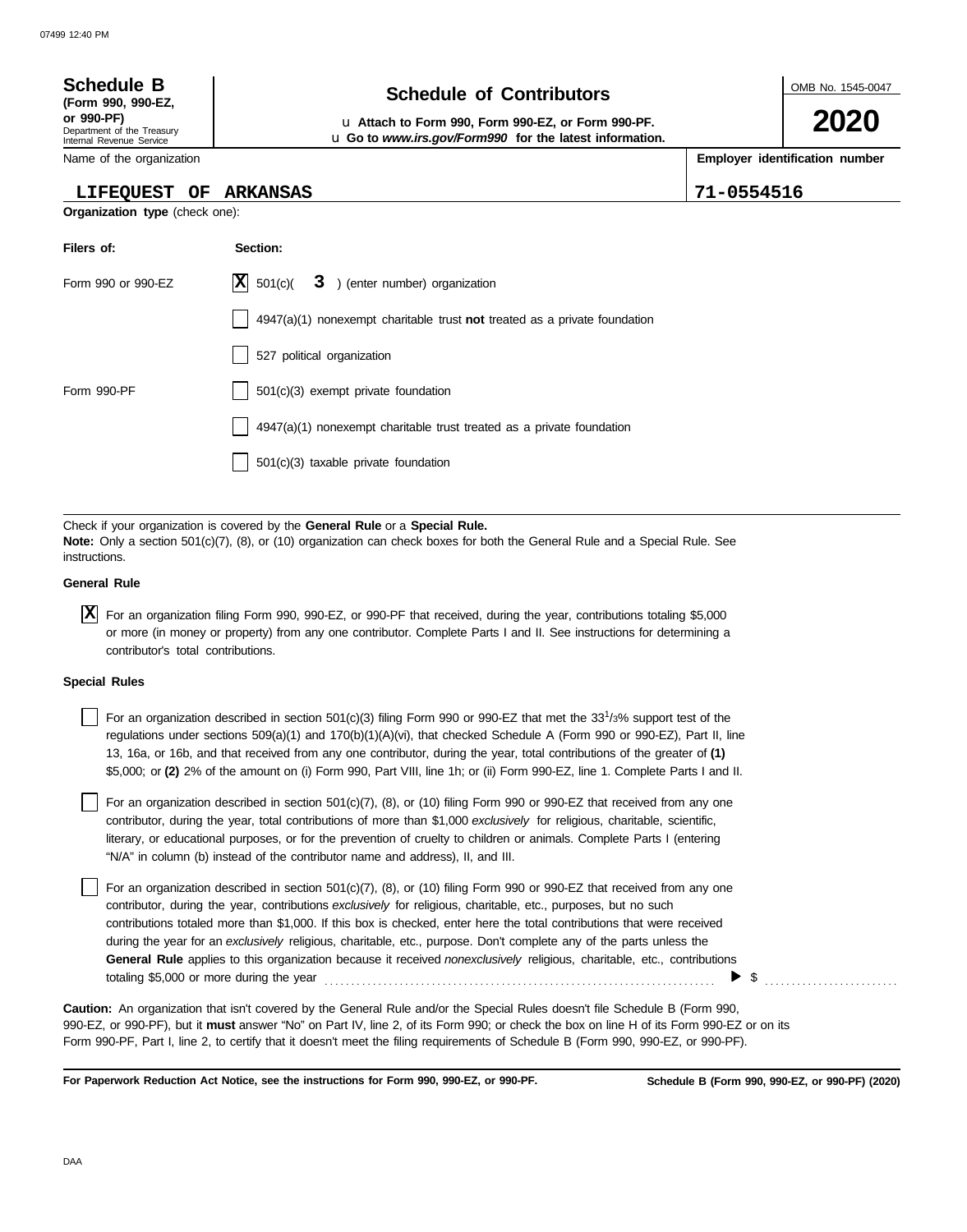# Schedule B

**(Form 990, 990-EZ, or 990-PF)**

Department of the Treasury
Internal Revenue Service

## Schedule of Contributors

u **Attach to Form 990, Form 990-EZ, or Form 990-PF.**
u **Go to *www.irs.gov/Form990* for the latest information.**

OMB No. 1545-0047

**2020**

| Name of the organization | Employer identification number |
|---|---|
| LIFEQUEST OF ARKANSAS | 71-0554516 |

**Organization type** (check one):

| Filers of: | Section: |
|---|---|
| Form 990 or 990-EZ | [X] 501(c)( 3 ) (enter number) organization |
| | [ ] 4947(a)(1) nonexempt charitable trust **not** treated as a private foundation |
| | [ ] 527 political organization |
| Form 990-PF | [ ] 501(c)(3) exempt private foundation |
| | [ ] 4947(a)(1) nonexempt charitable trust treated as a private foundation |
| | [ ] 501(c)(3) taxable private foundation |

Check if your organization is covered by the **General Rule** or a **Special Rule.**

**Note:** Only a section 501(c)(7), (8), or (10) organization can check boxes for both the General Rule and a Special Rule. See instructions.

**General Rule**

[X] For an organization filing Form 990, 990-EZ, or 990-PF that received, during the year, contributions totaling $5,000 or more (in money or property) from any one contributor. Complete Parts I and II. See instructions for determining a contributor's total contributions.

**Special Rules**

[ ] For an organization described in section 501(c)(3) filing Form 990 or 990-EZ that met the 33 1/3% support test of the regulations under sections 509(a)(1) and 170(b)(1)(A)(vi), that checked Schedule A (Form 990 or 990-EZ), Part II, line 13, 16a, or 16b, and that received from any one contributor, during the year, total contributions of the greater of **(1)** $5,000; or **(2)** 2% of the amount on (i) Form 990, Part VIII, line 1h; or (ii) Form 990-EZ, line 1. Complete Parts I and II.

[ ] For an organization described in section 501(c)(7), (8), or (10) filing Form 990 or 990-EZ that received from any one contributor, during the year, total contributions of more than $1,000 *exclusively* for religious, charitable, scientific, literary, or educational purposes, or for the prevention of cruelty to children or animals. Complete Parts I (entering "N/A" in column (b) instead of the contributor name and address), II, and III.

[ ] For an organization described in section 501(c)(7), (8), or (10) filing Form 990 or 990-EZ that received from any one contributor, during the year, contributions *exclusively* for religious, charitable, etc., purposes, but no such contributions totaled more than $1,000. If this box is checked, enter here the total contributions that were received during the year for an *exclusively* religious, charitable, etc., purpose. Don't complete any of the parts unless the **General Rule** applies to this organization because it received *nonexclusively* religious, charitable, etc., contributions totaling $5,000 or more during the year . . . . . . . . . . . . . . . . . . . . . . . . ▶ $ . . . . . . . . . . . .

**Caution:** An organization that isn't covered by the General Rule and/or the Special Rules doesn't file Schedule B (Form 990, 990-EZ, or 990-PF), but it **must** answer "No" on Part IV, line 2, of its Form 990; or check the box on line H of its Form 990-EZ or on its Form 990-PF, Part I, line 2, to certify that it doesn't meet the filing requirements of Schedule B (Form 990, 990-EZ, or 990-PF).

**For Paperwork Reduction Act Notice, see the instructions for Form 990, 990-EZ, or 990-PF.** **Schedule B (Form 990, 990-EZ, or 990-PF) (2020)**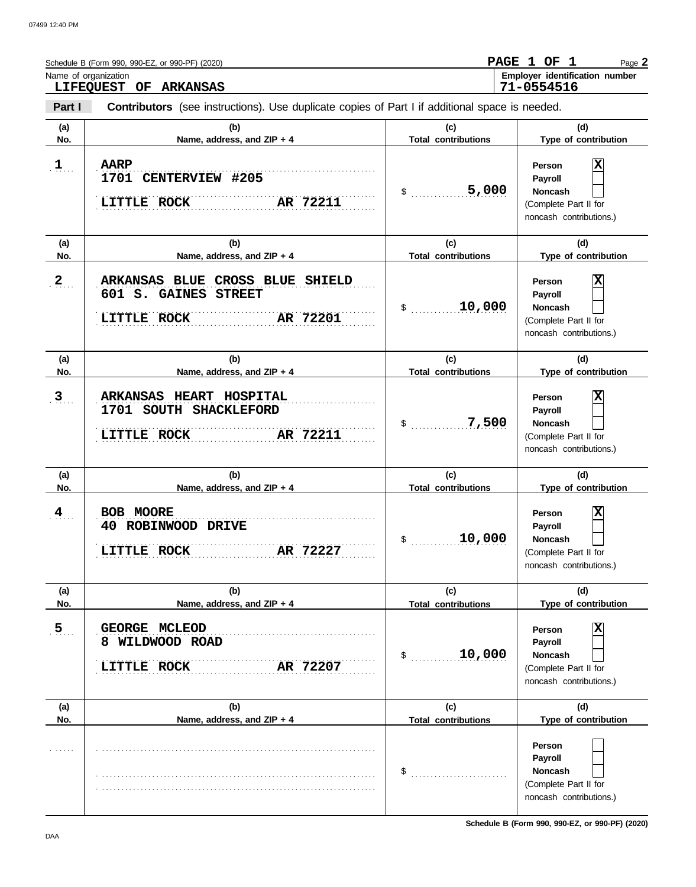Schedule B (Form 990, 990-EZ, or 990-PF) (2020)

**PAGE 1 OF 1**

Name of organization: **LIFEQUEST OF ARKANSAS**

Employer identification number: **71-0554516**

**Part I** **Contributors** (see instructions). Use duplicate copies of Part I if additional space is needed.

| (a) No. | (b) Name, address, and ZIP + 4 | (c) Total contributions | (d) Type of contribution |
|---|---|---|---|
| 1 | AARP<br>1701 CENTERVIEW #205<br>LITTLE ROCK AR 72211 | $ 5,000 | Person [X]<br>Payroll [ ]<br>Noncash [ ]<br>(Complete Part II for noncash contributions.) |
| 2 | ARKANSAS BLUE CROSS BLUE SHIELD<br>601 S. GAINES STREET<br>LITTLE ROCK AR 72201 | $ 10,000 | Person [X]<br>Payroll [ ]<br>Noncash [ ]<br>(Complete Part II for noncash contributions.) |
| 3 | ARKANSAS HEART HOSPITAL<br>1701 SOUTH SHACKLEFORD<br>LITTLE ROCK AR 72211 | $ 7,500 | Person [X]<br>Payroll [ ]<br>Noncash [ ]<br>(Complete Part II for noncash contributions.) |
| 4 | BOB MOORE<br>40 ROBINWOOD DRIVE<br>LITTLE ROCK AR 72227 | $ 10,000 | Person [X]<br>Payroll [ ]<br>Noncash [ ]<br>(Complete Part II for noncash contributions.) |
| 5 | GEORGE MCLEOD<br>8 WILDWOOD ROAD<br>LITTLE ROCK AR 72207 | $ 10,000 | Person [X]<br>Payroll [ ]<br>Noncash [ ]<br>(Complete Part II for noncash contributions.) |
| | | $ | Person [ ]<br>Payroll [ ]<br>Noncash [ ]<br>(Complete Part II for noncash contributions.) |

Schedule B (Form 990, 990-EZ, or 990-PF) (2020)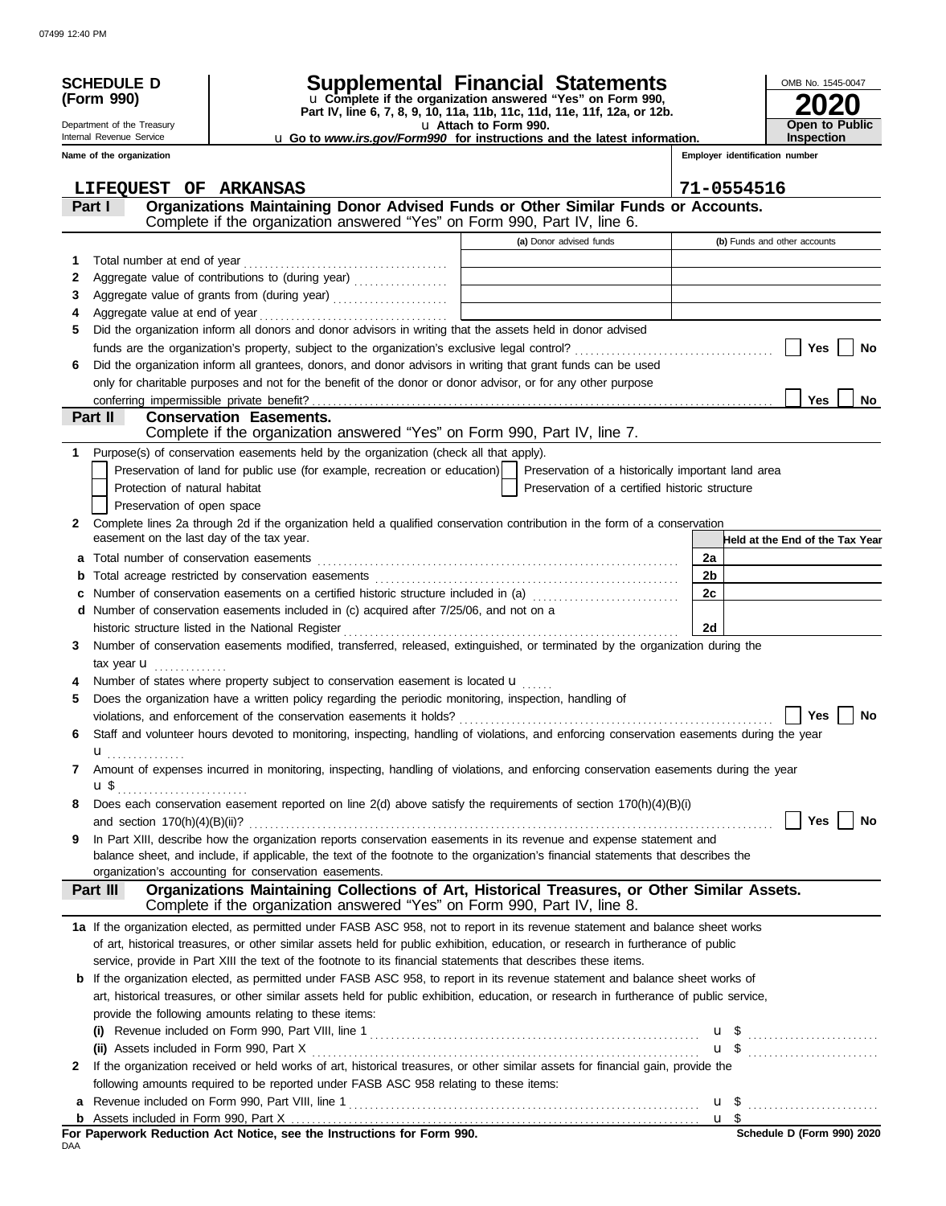**SCHEDULE D (Form 990)**

Department of the Treasury
Internal Revenue Service

# Supplemental Financial Statements

u Complete if the organization answered "Yes" on Form 990, Part IV, line 6, 7, 8, 9, 10, 11a, 11b, 11c, 11d, 11e, 11f, 12a, or 12b.

u Attach to Form 990.

u Go to *www.irs.gov/Form990* for instructions and the latest information.

OMB No. 1545-0047

**2020**

**Open to Public Inspection**

Name of the organization: LIFEQUEST OF ARKANSAS

Employer identification number: 71-0554516

## Part I Organizations Maintaining Donor Advised Funds or Other Similar Funds or Accounts.

Complete if the organization answered "Yes" on Form 990, Part IV, line 6.

| | | (a) Donor advised funds | (b) Funds and other accounts |
|---|---|---|---|
| 1 | Total number at end of year | | |
| 2 | Aggregate value of contributions to (during year) | | |
| 3 | Aggregate value of grants from (during year) | | |
| 4 | Aggregate value at end of year | | |

5 Did the organization inform all donors and donor advisors in writing that the assets held in donor advised funds are the organization's property, subject to the organization's exclusive legal control? [ ] Yes [ ] No

6 Did the organization inform all grantees, donors, and donor advisors in writing that grant funds can be used only for charitable purposes and not for the benefit of the donor or donor advisor, or for any other purpose conferring impermissible private benefit? [ ] Yes [ ] No

## Part II Conservation Easements.

Complete if the organization answered "Yes" on Form 990, Part IV, line 7.

1 Purpose(s) of conservation easements held by the organization (check all that apply).

- [ ] Preservation of land for public use (for example, recreation or education)
- [ ] Preservation of a historically important land area
- [ ] Protection of natural habitat
- [ ] Preservation of a certified historic structure
- [ ] Preservation of open space

2 Complete lines 2a through 2d if the organization held a qualified conservation contribution in the form of a conservation easement on the last day of the tax year.

| | | | Held at the End of the Tax Year |
|---|---|---|---|
| a | Total number of conservation easements | 2a | |
| b | Total acreage restricted by conservation easements | 2b | |
| c | Number of conservation easements on a certified historic structure included in (a) | 2c | |
| d | Number of conservation easements included in (c) acquired after 7/25/06, and not on a historic structure listed in the National Register | 2d | |

3 Number of conservation easements modified, transferred, released, extinguished, or terminated by the organization during the tax year u

4 Number of states where property subject to conservation easement is located u

5 Does the organization have a written policy regarding the periodic monitoring, inspection, handling of violations, and enforcement of the conservation easements it holds? [ ] Yes [ ] No

6 Staff and volunteer hours devoted to monitoring, inspecting, handling of violations, and enforcing conservation easements during the year u

7 Amount of expenses incurred in monitoring, inspecting, handling of violations, and enforcing conservation easements during the year u $

8 Does each conservation easement reported on line 2(d) above satisfy the requirements of section 170(h)(4)(B)(i) and section 170(h)(4)(B)(ii)? [ ] Yes [ ] No

9 In Part XIII, describe how the organization reports conservation easements in its revenue and expense statement and balance sheet, and include, if applicable, the text of the footnote to the organization's financial statements that describes the organization's accounting for conservation easements.

## Part III Organizations Maintaining Collections of Art, Historical Treasures, or Other Similar Assets.

Complete if the organization answered "Yes" on Form 990, Part IV, line 8.

1a If the organization elected, as permitted under FASB ASC 958, not to report in its revenue statement and balance sheet works of art, historical treasures, or other similar assets held for public exhibition, education, or research in furtherance of public service, provide in Part XIII the text of the footnote to its financial statements that describes these items.

b If the organization elected, as permitted under FASB ASC 958, to report in its revenue statement and balance sheet works of art, historical treasures, or other similar assets held for public exhibition, education, or research in furtherance of public service, provide the following amounts relating to these items:

(i) Revenue included on Form 990, Part VIII, line 1 u $

(ii) Assets included in Form 990, Part X u $

2 If the organization received or held works of art, historical treasures, or other similar assets for financial gain, provide the following amounts required to be reported under FASB ASC 958 relating to these items:

a Revenue included on Form 990, Part VIII, line 1 u $

b Assets included in Form 990, Part X u $

**For Paperwork Reduction Act Notice, see the Instructions for Form 990.** Schedule D (Form 990) 2020

DAA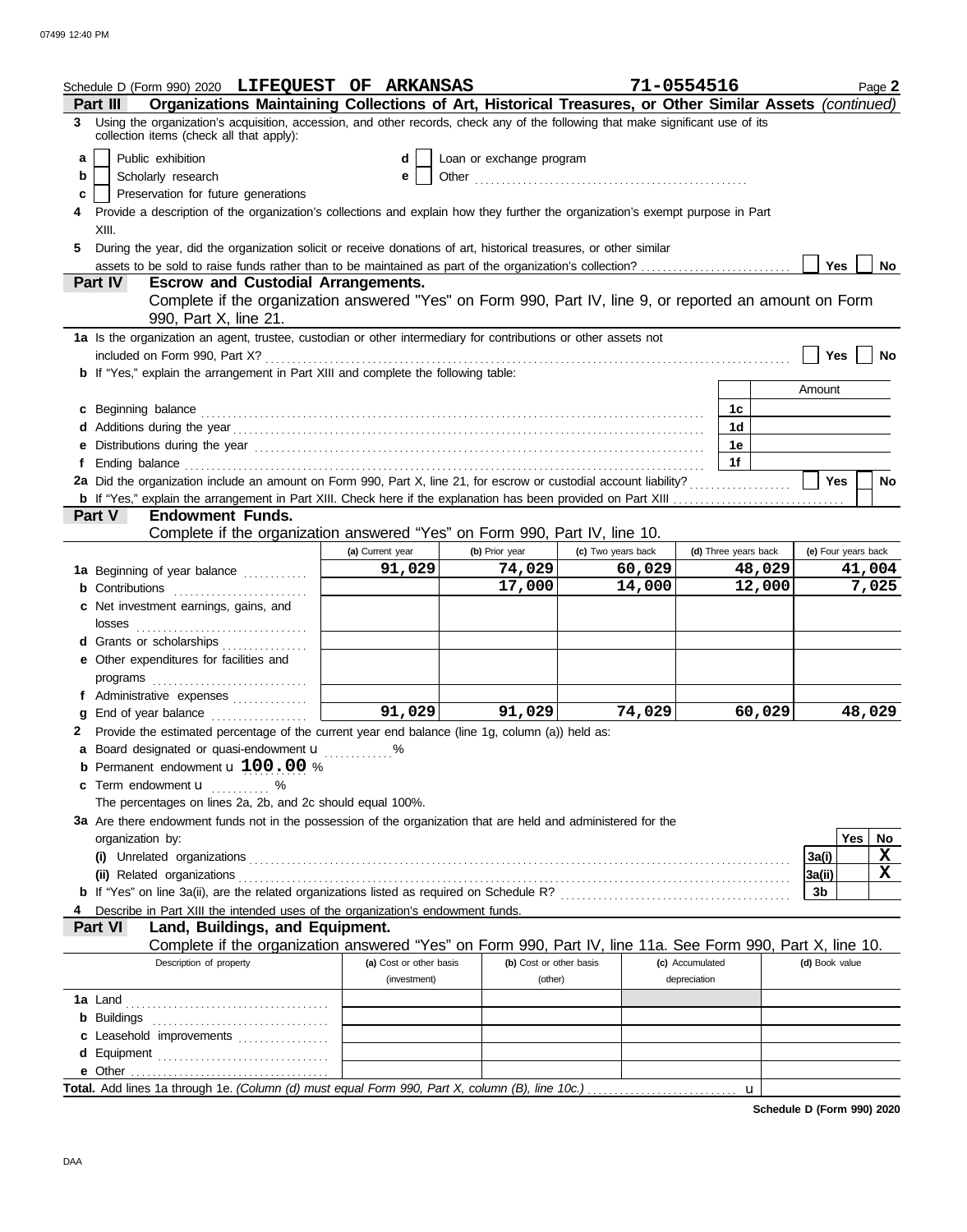Schedule D (Form 990) 2020 **LIFEQUEST OF ARKANSAS** **71-0554516** Page **2**

**Part III — Organizations Maintaining Collections of Art, Historical Treasures, or Other Similar Assets** *(continued)*

**3** Using the organization's acquisition, accession, and other records, check any of the following that make significant use of its collection items (check all that apply):

- **a** ☐ Public exhibition
- **b** ☐ Scholarly research
- **c** ☐ Preservation for future generations
- **d** ☐ Loan or exchange program
- **e** ☐ Other

**4** Provide a description of the organization's collections and explain how they further the organization's exempt purpose in Part XIII.

**5** During the year, did the organization solicit or receive donations of art, historical treasures, or other similar assets to be sold to raise funds rather than to be maintained as part of the organization's collection? ☐ Yes ☐ No

**Part IV — Escrow and Custodial Arrangements.**

Complete if the organization answered "Yes" on Form 990, Part IV, line 9, or reported an amount on Form 990, Part X, line 21.

**1a** Is the organization an agent, trustee, custodian or other intermediary for contributions or other assets not included on Form 990, Part X? ☐ Yes ☐ No

**b** If "Yes," explain the arrangement in Part XIII and complete the following table:

| | | Amount |
|---|---|---|
| **c** Beginning balance | 1c | |
| **d** Additions during the year | 1d | |
| **e** Distributions during the year | 1e | |
| **f** Ending balance | 1f | |

**2a** Did the organization include an amount on Form 990, Part X, line 21, for escrow or custodial account liability? ☐ Yes ☐ No

**b** If "Yes," explain the arrangement in Part XIII. Check here if the explanation has been provided on Part XIII ☐

**Part V — Endowment Funds.**

Complete if the organization answered "Yes" on Form 990, Part IV, line 10.

| | (a) Current year | (b) Prior year | (c) Two years back | (d) Three years back | (e) Four years back |
|---|---|---|---|---|---|
| **1a** Beginning of year balance | 91,029 | 74,029 | 60,029 | 48,029 | 41,004 |
| **b** Contributions | | 17,000 | 14,000 | 12,000 | 7,025 |
| **c** Net investment earnings, gains, and losses | | | | | |
| **d** Grants or scholarships | | | | | |
| **e** Other expenditures for facilities and programs | | | | | |
| **f** Administrative expenses | | | | | |
| **g** End of year balance | 91,029 | 91,029 | 74,029 | 60,029 | 48,029 |

**2** Provide the estimated percentage of the current year end balance (line 1g, column (a)) held as:

- **a** Board designated or quasi-endowment u ........ %
- **b** Permanent endowment u **100.00** %
- **c** Term endowment u ........ %

The percentages on lines 2a, 2b, and 2c should equal 100%.

**3a** Are there endowment funds not in the possession of the organization that are held and administered for the organization by:

| | | Yes | No |
|---|---|---|---|
| **(i)** Unrelated organizations | 3a(i) | | X |
| **(ii)** Related organizations | 3a(ii) | | X |
| **b** If "Yes" on line 3a(ii), are the related organizations listed as required on Schedule R? | 3b | | |

**4** Describe in Part XIII the intended uses of the organization's endowment funds.

**Part VI — Land, Buildings, and Equipment.**

Complete if the organization answered "Yes" on Form 990, Part IV, line 11a. See Form 990, Part X, line 10.

| Description of property | (a) Cost or other basis (investment) | (b) Cost or other basis (other) | (c) Accumulated depreciation | (d) Book value |
|---|---|---|---|---|
| **1a** Land | | | | |
| **b** Buildings | | | | |
| **c** Leasehold improvements | | | | |
| **d** Equipment | | | | |
| **e** Other | | | | |

**Total.** Add lines 1a through 1e. *(Column (d) must equal Form 990, Part X, column (B), line 10c.)* u

**Schedule D (Form 990) 2020**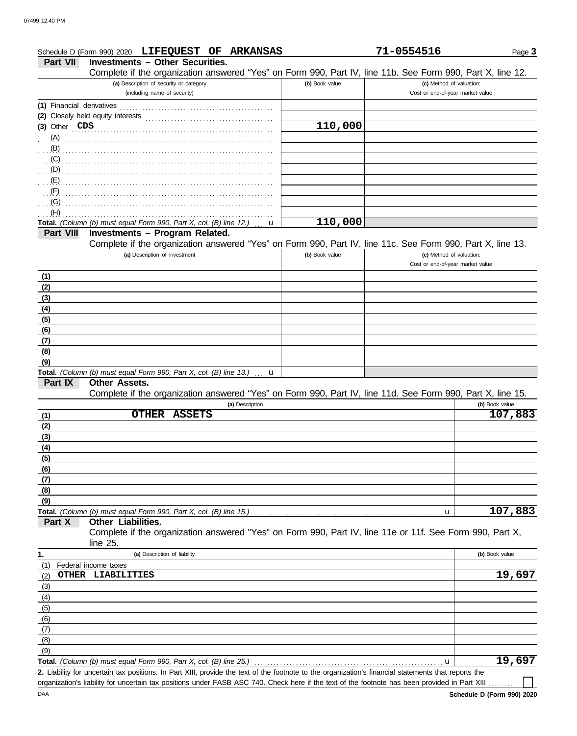Schedule D (Form 990) 2020 **LIFEQUEST OF ARKANSAS** **71-0554516** Page **3**

**Part VII Investments – Other Securities.**

Complete if the organization answered "Yes" on Form 990, Part IV, line 11b. See Form 990, Part X, line 12.

| (a) Description of security or category (including name of security) | (b) Book value | (c) Method of valuation: Cost or end-of-year market value |
|---|---|---|
| (1) Financial derivatives | | |
| (2) Closely held equity interests | | |
| (3) Other **CDS** | **110,000** | |
| (A) | | |
| (B) | | |
| (C) | | |
| (D) | | |
| (E) | | |
| (F) | | |
| (G) | | |
| (H) | | |
| **Total.** *(Column (b) must equal Form 990, Part X, col. (B) line 12.)* u | **110,000** | |

**Part VIII Investments – Program Related.**

Complete if the organization answered "Yes" on Form 990, Part IV, line 11c. See Form 990, Part X, line 13.

| (a) Description of investment | (b) Book value | (c) Method of valuation: Cost or end-of-year market value |
|---|---|---|
| (1) | | |
| (2) | | |
| (3) | | |
| (4) | | |
| (5) | | |
| (6) | | |
| (7) | | |
| (8) | | |
| (9) | | |
| **Total.** *(Column (b) must equal Form 990, Part X, col. (B) line 13.)* u | | |

**Part IX Other Assets.**

Complete if the organization answered "Yes" on Form 990, Part IV, line 11d. See Form 990, Part X, line 15.

| | (a) Description | (b) Book value |
|---|---|---|
| (1) | **OTHER ASSETS** | **107,883** |
| (2) | | |
| (3) | | |
| (4) | | |
| (5) | | |
| (6) | | |
| (7) | | |
| (8) | | |
| (9) | | |
| **Total.** | *(Column (b) must equal Form 990, Part X, col. (B) line 15.)* u | **107,883** |

**Part X Other Liabilities.**

Complete if the organization answered "Yes" on Form 990, Part IV, line 11e or 11f. See Form 990, Part X, line 25.

| 1. | (a) Description of liability | (b) Book value |
|---|---|---|
| (1) | Federal income taxes | |
| (2) | **OTHER LIABILITIES** | **19,697** |
| (3) | | |
| (4) | | |
| (5) | | |
| (6) | | |
| (7) | | |
| (8) | | |
| (9) | | |
| **Total.** | *(Column (b) must equal Form 990, Part X, col. (B) line 25.)* u | **19,697** |

**2.** Liability for uncertain tax positions. In Part XIII, provide the text of the footnote to the organization's financial statements that reports the organization's liability for uncertain tax positions under FASB ASC 740. Check here if the text of the footnote has been provided in Part XIII ☐

DAA **Schedule D (Form 990) 2020**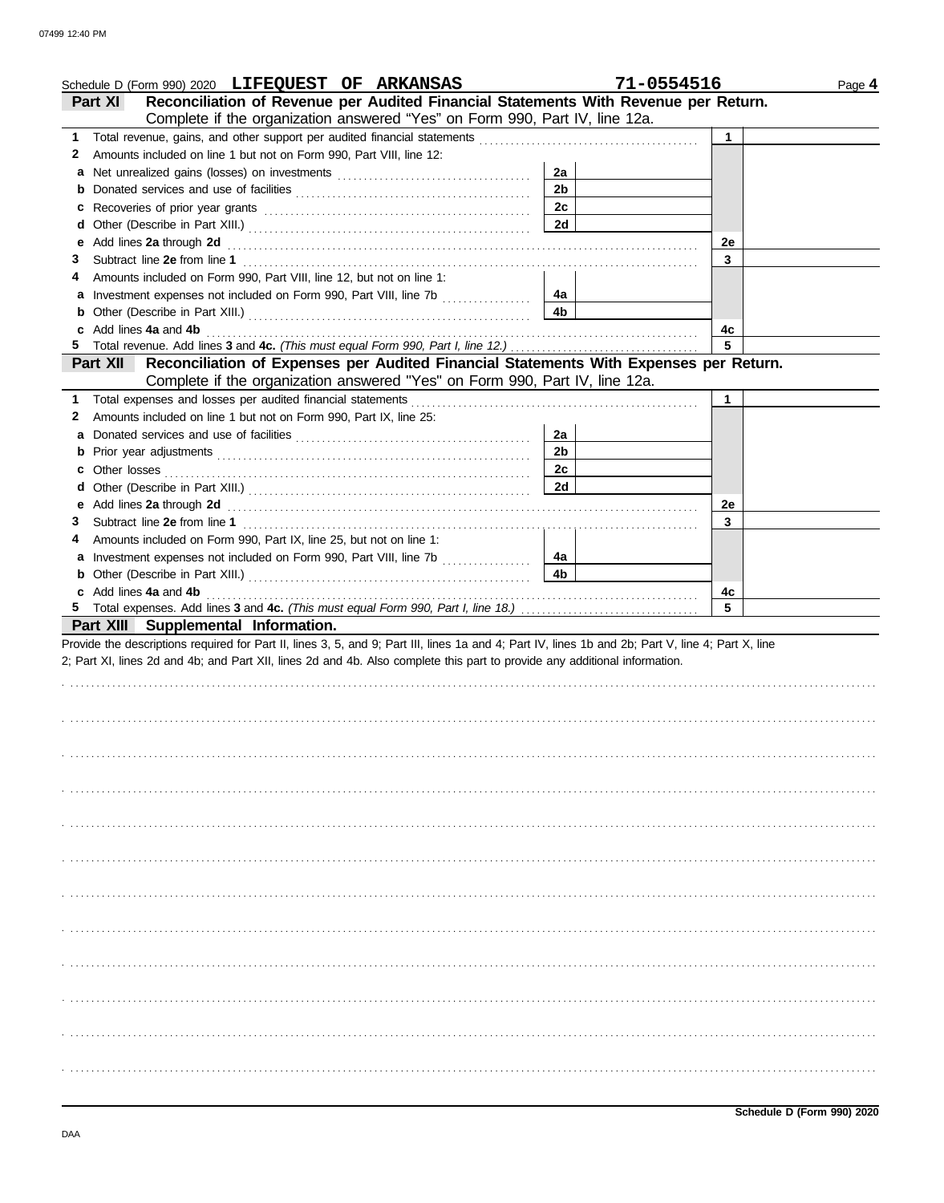Schedule D (Form 990) 2020 **LIFEQUEST OF ARKANSAS** **71-0554516** Page **4**

## Part XI Reconciliation of Revenue per Audited Financial Statements With Revenue per Return.

Complete if the organization answered "Yes" on Form 990, Part IV, line 12a.

| | | | | | |
|---|---|---|---|---|---|
| **1** | Total revenue, gains, and other support per audited financial statements | | | 1 | |
| **2** | Amounts included on line 1 but not on Form 990, Part VIII, line 12: | | | | |
| **a** | Net unrealized gains (losses) on investments | 2a | | | |
| **b** | Donated services and use of facilities | 2b | | | |
| **c** | Recoveries of prior year grants | 2c | | | |
| **d** | Other (Describe in Part XIII.) | 2d | | | |
| **e** | Add lines **2a** through **2d** | | | 2e | |
| **3** | Subtract line **2e** from line **1** | | | 3 | |
| **4** | Amounts included on Form 990, Part VIII, line 12, but not on line 1: | | | | |
| **a** | Investment expenses not included on Form 990, Part VIII, line 7b | 4a | | | |
| **b** | Other (Describe in Part XIII.) | 4b | | | |
| **c** | Add lines **4a** and **4b** | | | 4c | |
| **5** | Total revenue. Add lines **3** and **4c.** *(This must equal Form 990, Part I, line 12.)* | | | 5 | |

## Part XII Reconciliation of Expenses per Audited Financial Statements With Expenses per Return.

Complete if the organization answered "Yes" on Form 990, Part IV, line 12a.

| | | | | | |
|---|---|---|---|---|---|
| **1** | Total expenses and losses per audited financial statements | | | 1 | |
| **2** | Amounts included on line 1 but not on Form 990, Part IX, line 25: | | | | |
| **a** | Donated services and use of facilities | 2a | | | |
| **b** | Prior year adjustments | 2b | | | |
| **c** | Other losses | 2c | | | |
| **d** | Other (Describe in Part XIII.) | 2d | | | |
| **e** | Add lines **2a** through **2d** | | | 2e | |
| **3** | Subtract line **2e** from line **1** | | | 3 | |
| **4** | Amounts included on Form 990, Part IX, line 25, but not on line 1: | | | | |
| **a** | Investment expenses not included on Form 990, Part VIII, line 7b | 4a | | | |
| **b** | Other (Describe in Part XIII.) | 4b | | | |
| **c** | Add lines **4a** and **4b** | | | 4c | |
| **5** | Total expenses. Add lines **3** and **4c.** *(This must equal Form 990, Part I, line 18.)* | | | 5 | |

## Part XIII Supplemental Information.

Provide the descriptions required for Part II, lines 3, 5, and 9; Part III, lines 1a and 4; Part IV, lines 1b and 2b; Part V, line 4; Part X, line 2; Part XI, lines 2d and 4b; and Part XII, lines 2d and 4b. Also complete this part to provide any additional information.

**Schedule D (Form 990) 2020**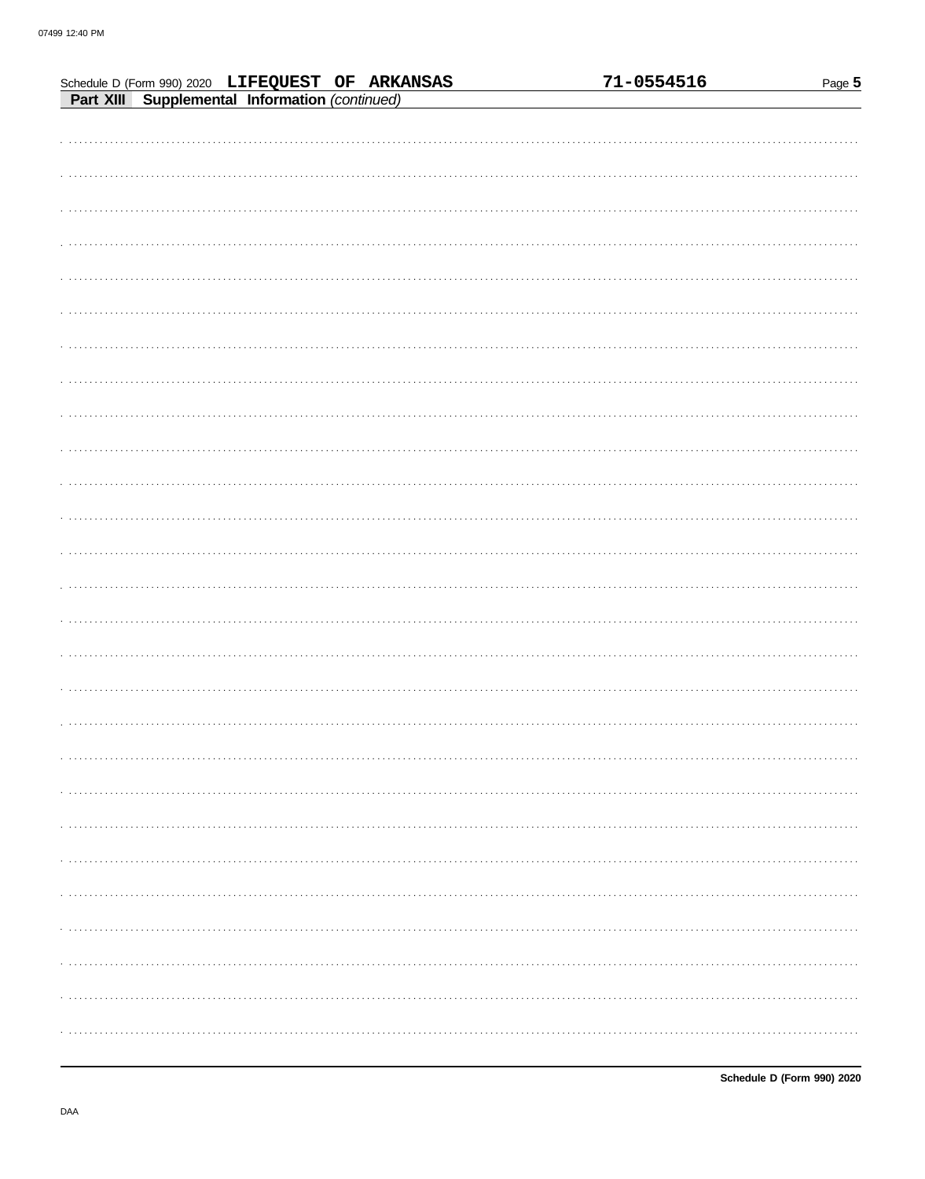Schedule D (Form 990) 2020 **LIFEQUEST OF ARKANSAS** **71-0554516** Page **5**

**Part XIII Supplemental Information** *(continued)*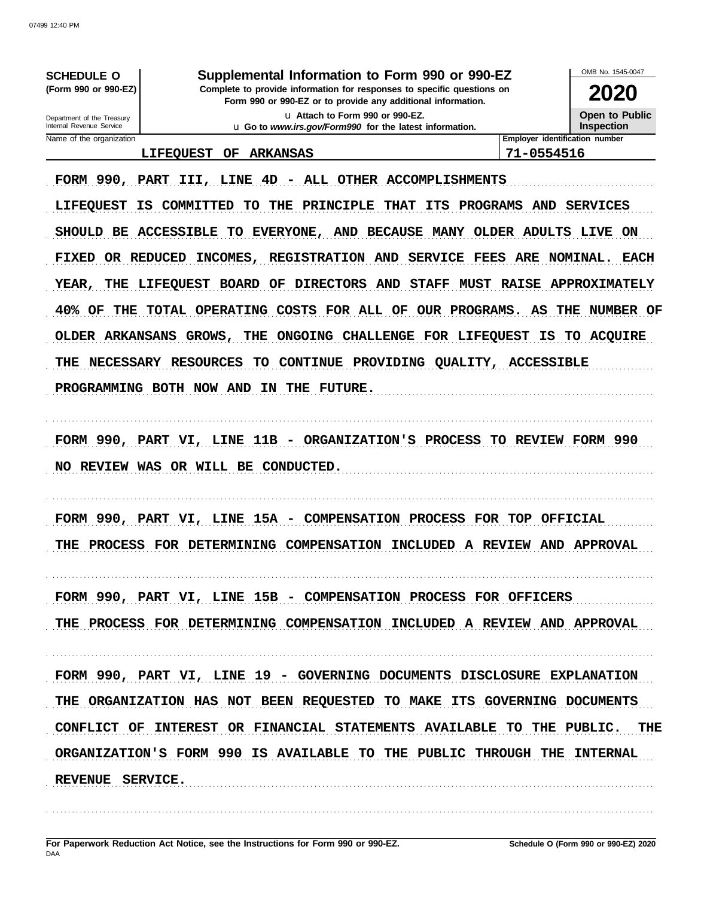**SCHEDULE O (Form 990 or 990-EZ)**

Department of the Treasury
Internal Revenue Service

# Supplemental Information to Form 990 or 990-EZ

**Complete to provide information for responses to specific questions on Form 990 or 990-EZ or to provide any additional information.**

u Attach to Form 990 or 990-EZ.

u Go to *www.irs.gov/Form990* for the latest information.

OMB No. 1545-0047

**2020**

**Open to Public Inspection**

| Name of the organization | Employer identification number |
|---|---|
| LIFEQUEST OF ARKANSAS | 71-0554516 |

FORM 990, PART III, LINE 4D - ALL OTHER ACCOMPLISHMENTS

LIFEQUEST IS COMMITTED TO THE PRINCIPLE THAT ITS PROGRAMS AND SERVICES SHOULD BE ACCESSIBLE TO EVERYONE, AND BECAUSE MANY OLDER ADULTS LIVE ON FIXED OR REDUCED INCOMES, REGISTRATION AND SERVICE FEES ARE NOMINAL. EACH YEAR, THE LIFEQUEST BOARD OF DIRECTORS AND STAFF MUST RAISE APPROXIMATELY 40% OF THE TOTAL OPERATING COSTS FOR ALL OF OUR PROGRAMS. AS THE NUMBER OF OLDER ARKANSANS GROWS, THE ONGOING CHALLENGE FOR LIFEQUEST IS TO ACQUIRE THE NECESSARY RESOURCES TO CONTINUE PROVIDING QUALITY, ACCESSIBLE PROGRAMMING BOTH NOW AND IN THE FUTURE.

FORM 990, PART VI, LINE 11B - ORGANIZATION'S PROCESS TO REVIEW FORM 990

NO REVIEW WAS OR WILL BE CONDUCTED.

FORM 990, PART VI, LINE 15A - COMPENSATION PROCESS FOR TOP OFFICIAL

THE PROCESS FOR DETERMINING COMPENSATION INCLUDED A REVIEW AND APPROVAL

FORM 990, PART VI, LINE 15B - COMPENSATION PROCESS FOR OFFICERS

THE PROCESS FOR DETERMINING COMPENSATION INCLUDED A REVIEW AND APPROVAL

FORM 990, PART VI, LINE 19 - GOVERNING DOCUMENTS DISCLOSURE EXPLANATION

THE ORGANIZATION HAS NOT BEEN REQUESTED TO MAKE ITS GOVERNING DOCUMENTS CONFLICT OF INTEREST OR FINANCIAL STATEMENTS AVAILABLE TO THE PUBLIC. THE ORGANIZATION'S FORM 990 IS AVAILABLE TO THE PUBLIC THROUGH THE INTERNAL REVENUE SERVICE.

**For Paperwork Reduction Act Notice, see the Instructions for Form 990 or 990-EZ.** **Schedule O (Form 990 or 990-EZ) 2020**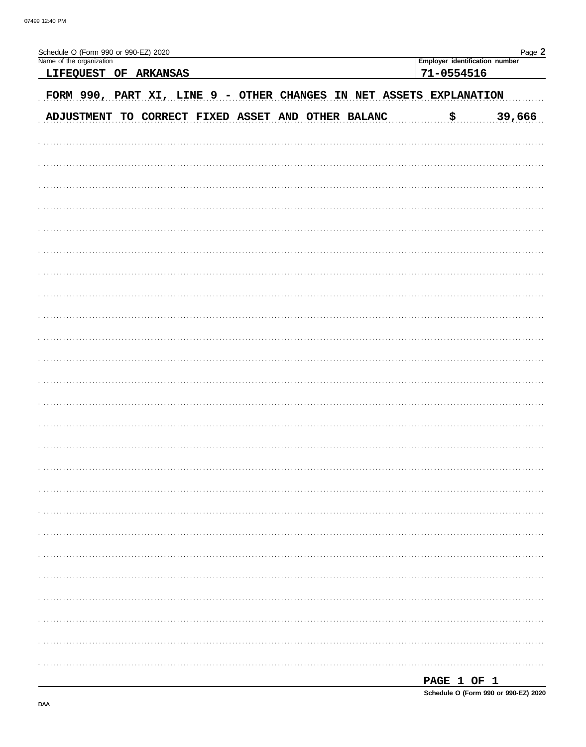Schedule O (Form 990 or 990-EZ) 2020

| Name of the organization | Employer identification number |
| --- | --- |
| LIFEQUEST OF ARKANSAS | 71-0554516 |

FORM 990, PART XI, LINE 9 - OTHER CHANGES IN NET ASSETS EXPLANATION

ADJUSTMENT TO CORRECT FIXED ASSET AND OTHER BALANC $ 39,666

PAGE 1 OF 1

Schedule O (Form 990 or 990-EZ) 2020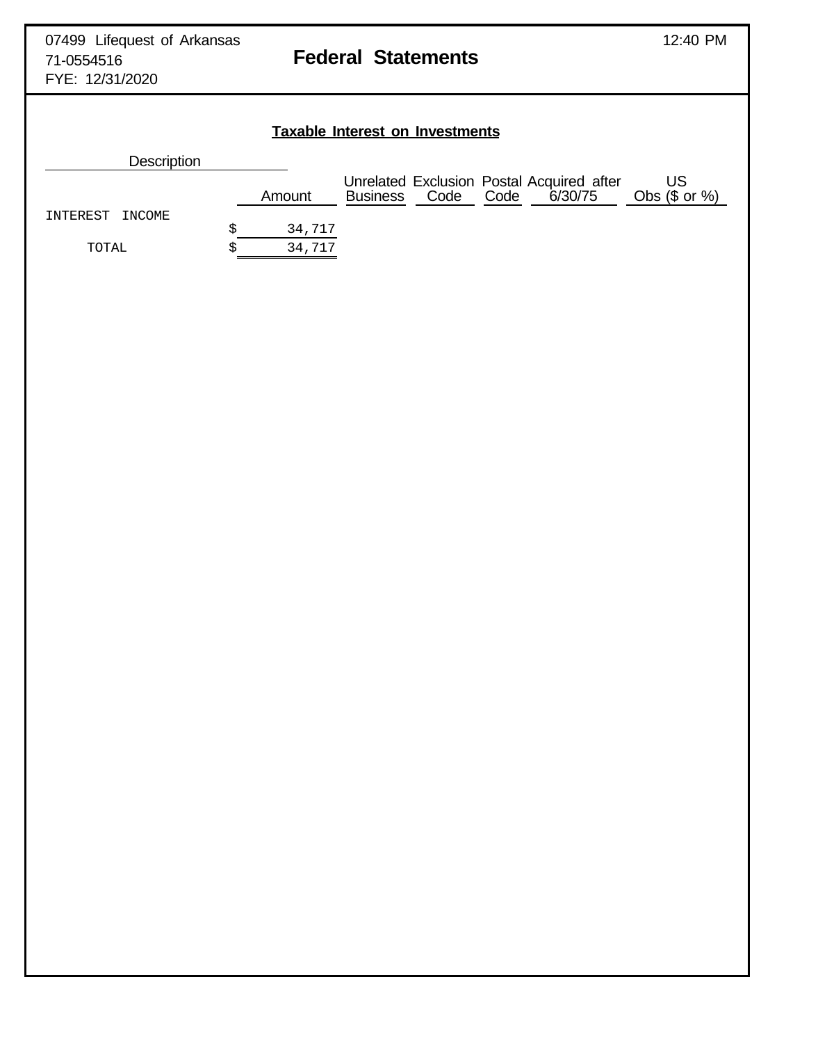07499 Lifequest of Arkansas
71-0554516
FYE: 12/31/2020

12:40 PM

# Federal Statements

## Taxable Interest on Investments

| Description | Amount | Unrelated Business | Exclusion Code | Postal Code | Acquired after 6/30/75 | US Obs ($ or %) |
|---|---|---|---|---|---|---|
| INTEREST INCOME | $ 34,717 | | | | | |
| TOTAL | $ 34,717 | | | | | |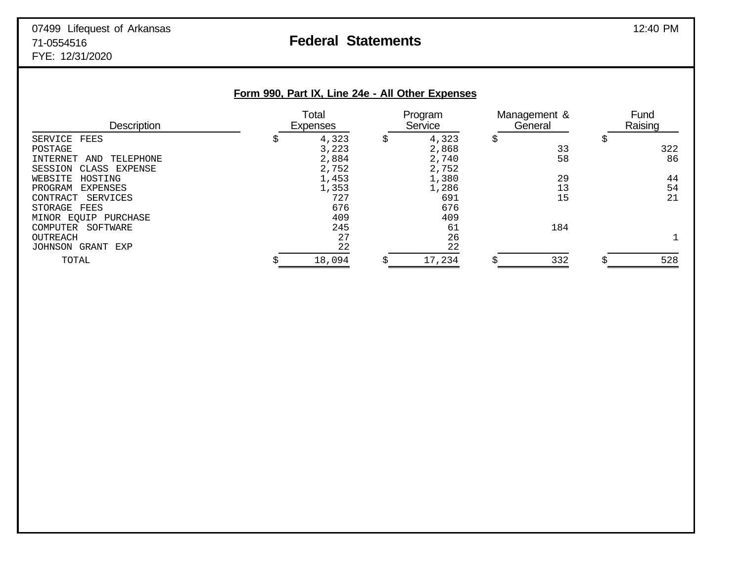07499 Lifequest of Arkansas
71-0554516
FYE: 12/31/2020

# Federal Statements

12:40 PM

## Form 990, Part IX, Line 24e - All Other Expenses

| Description | Total Expenses | Program Service | Management & General | Fund Raising |
|---|---|---|---|---|
| SERVICE FEES | $ 4,323 | $ 4,323 | $ | $ |
| POSTAGE | 3,223 | 2,868 | 33 | 322 |
| INTERNET AND TELEPHONE | 2,884 | 2,740 | 58 | 86 |
| SESSION CLASS EXPENSE | 2,752 | 2,752 | | |
| WEBSITE HOSTING | 1,453 | 1,380 | 29 | 44 |
| PROGRAM EXPENSES | 1,353 | 1,286 | 13 | 54 |
| CONTRACT SERVICES | 727 | 691 | 15 | 21 |
| STORAGE FEES | 676 | 676 | | |
| MINOR EQUIP PURCHASE | 409 | 409 | | |
| COMPUTER SOFTWARE | 245 | 61 | 184 | |
| OUTREACH | 27 | 26 | | 1 |
| JOHNSON GRANT EXP | 22 | 22 | | |
| TOTAL | $ 18,094 | $ 17,234 | $ 332 | $ 528 |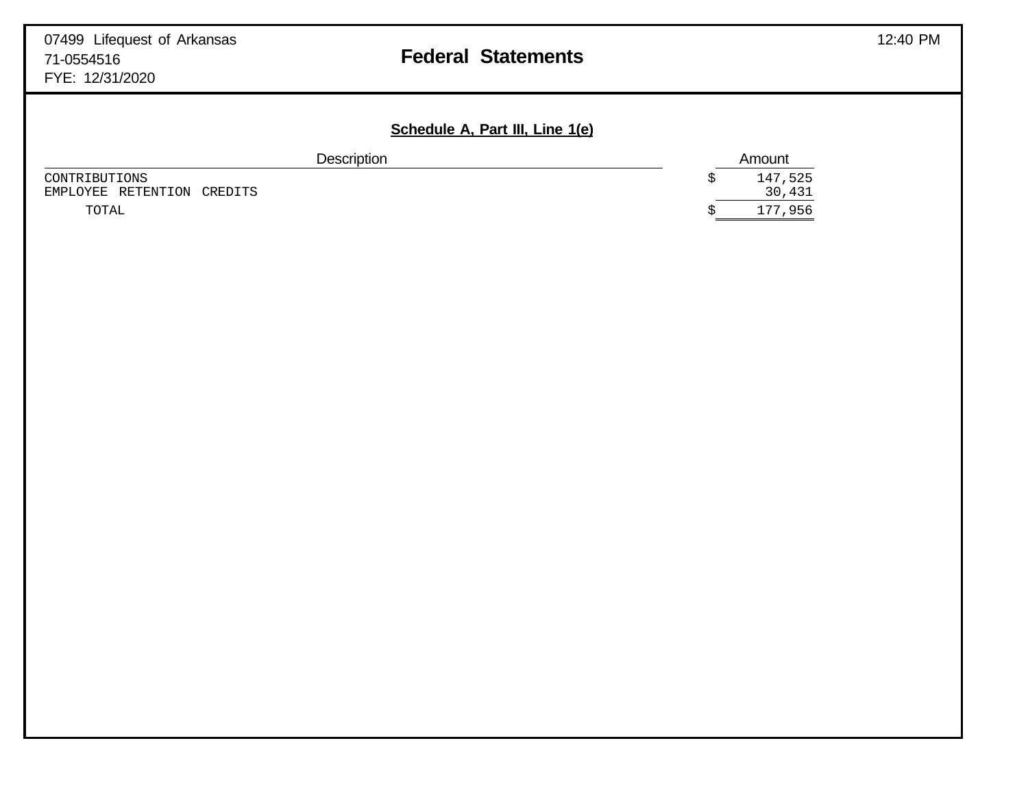07499 Lifequest of Arkansas
71-0554516
FYE: 12/31/2020

# Federal Statements

12:40 PM

## Schedule A, Part III, Line 1(e)

| Description | Amount |
|---|---|
| CONTRIBUTIONS | $ 147,525 |
| EMPLOYEE RETENTION CREDITS | 30,431 |
| TOTAL | $ 177,956 |